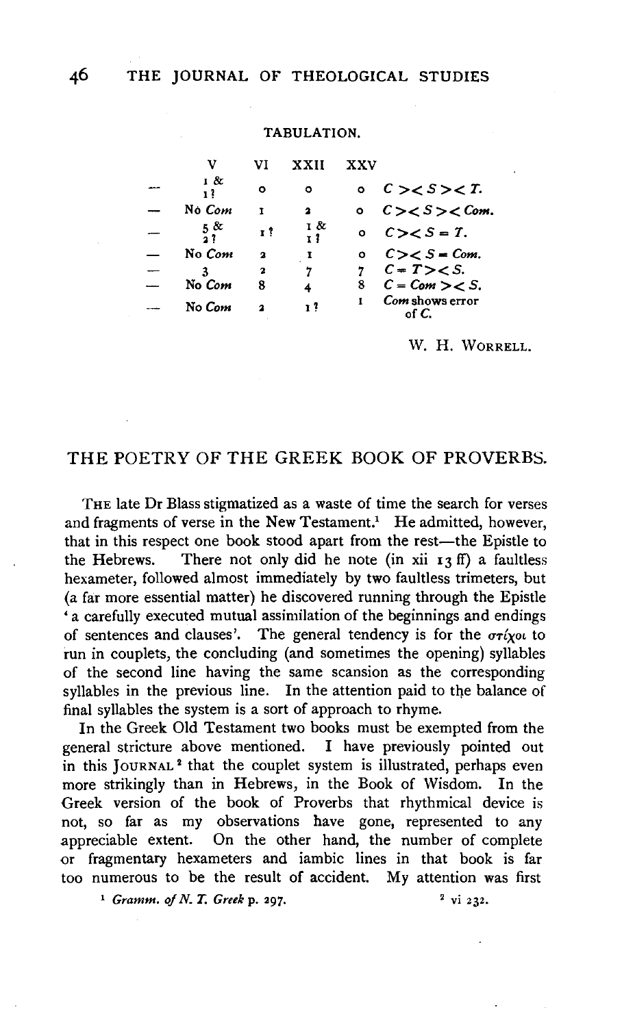TABULATION.

| | V | VI | XXII | XXV | |
|---|---|---|---|---|---|
| — | 1 & 1? | 0 | 0 | 0 | C >< S >< T. |
| — | No *Com* | 1 | 2 | 0 | C >< S >< *Com*. |
| — | 5 & 2? | 1? | 1 & 1? | 0 | C >< S = T. |
| — | No *Com* | 2 | 1 | 0 | C >< S = *Com*. |
| — | 3 | 2 | 7 | 7 | C = T >< S. |
| — | No *Com* | 8 | 4 | 8 | C = *Com* >< S. |
| — | No *Com* | 2 | 1? | 1 | *Com* shows error of C. |

W. H. WORRELL.

## THE POETRY OF THE GREEK BOOK OF PROVERBS.

THE late Dr Blass stigmatized as a waste of time the search for verses and fragments of verse in the New Testament.[1] He admitted, however, that in this respect one book stood apart from the rest—the Epistle to the Hebrews. There not only did he note (in xii 13 ff) a faultless hexameter, followed almost immediately by two faultless trimeters, but (a far more essential matter) he discovered running through the Epistle 'a carefully executed mutual assimilation of the beginnings and endings of sentences and clauses'. The general tendency is for the στίχοι to run in couplets, the concluding (and sometimes the opening) syllables of the second line having the same scansion as the corresponding syllables in the previous line. In the attention paid to the balance of final syllables the system is a sort of approach to rhyme.

In the Greek Old Testament two books must be exempted from the general stricture above mentioned. I have previously pointed out in this JOURNAL[2] that the couplet system is illustrated, perhaps even more strikingly than in Hebrews, in the Book of Wisdom. In the Greek version of the book of Proverbs that rhythmical device is not, so far as my observations have gone, represented to any appreciable extent. On the other hand, the number of complete or fragmentary hexameters and iambic lines in that book is far too numerous to be the result of accident. My attention was first

[1] *Gramm. of N. T. Greek* p. 297.

[2] vi 232.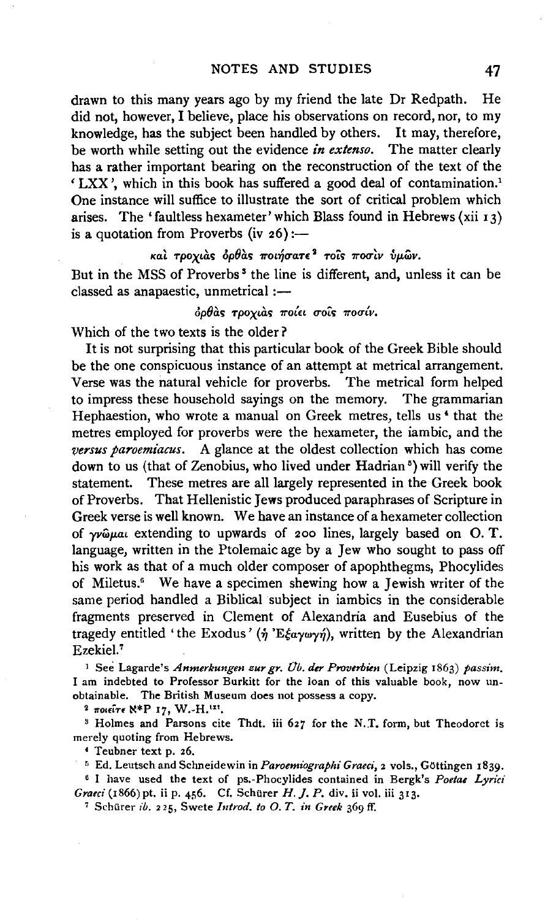drawn to this many years ago by my friend the late Dr Redpath. He did not, however, I believe, place his observations on record, nor, to my knowledge, has the subject been handled by others. It may, therefore, be worth while setting out the evidence *in extenso*. The matter clearly has a rather important bearing on the reconstruction of the text of the 'LXX', which in this book has suffered a good deal of contamination.[1] One instance will suffice to illustrate the sort of critical problem which arises. The 'faultless hexameter' which Blass found in Hebrews (xii 13) is a quotation from Proverbs (iv 26):—

καὶ τροχιὰς ὀρθὰς ποιήσατε[2] τοῖς ποσὶν ὑμῶν.

But in the MSS of Proverbs[3] the line is different, and, unless it can be classed as anapaestic, unmetrical:—

ὀρθὰς τροχιὰς ποίει σοῖς ποσίν.

Which of the two texts is the older?

It is not surprising that this particular book of the Greek Bible should be the one conspicuous instance of an attempt at metrical arrangement. Verse was the natural vehicle for proverbs. The metrical form helped to impress these household sayings on the memory. The grammarian Hephaestion, who wrote a manual on Greek metres, tells us[4] that the metres employed for proverbs were the hexameter, the iambic, and the *versus paroemiacus*. A glance at the oldest collection which has come down to us (that of Zenobius, who lived under Hadrian[5]) will verify the statement. These metres are all largely represented in the Greek book of Proverbs. That Hellenistic Jews produced paraphrases of Scripture in Greek verse is well known. We have an instance of a hexameter collection of γνῶμαι extending to upwards of 200 lines, largely based on O. T. language, written in the Ptolemaic age by a Jew who sought to pass off his work as that of a much older composer of apophthegms, Phocylides of Miletus.[6] We have a specimen shewing how a Jewish writer of the same period handled a Biblical subject in iambics in the considerable fragments preserved in Clement of Alexandria and Eusebius of the tragedy entitled 'the Exodus' (ἡ Ἐξαγωγή), written by the Alexandrian Ezekiel.[7]

[1] See Lagarde's *Anmerkungen zur gr. Üb. der Proverbien* (Leipzig 1863) *passim*. I am indebted to Professor Burkitt for the loan of this valuable book, now unobtainable. The British Museum does not possess a copy.

[2] ποιεῖτε ℵ*P 17, W.-H.[txt].

[3] Holmes and Parsons cite Thdt. iii 627 for the N.T. form, but Theodoret is merely quoting from Hebrews.

[4] Teubner text p. 26.

[5] Ed. Leutsch and Schneidewin in *Paroemiographi Graeci*, 2 vols., Göttingen 1839.

[6] I have used the text of ps.-Phocylides contained in Bergk's *Poetae Lyrici Graeci* (1866) pt. ii p. 456. Cf. Schürer *H. J. P.* div. ii vol. iii 313.

[7] Schürer *ib.* 225, Swete *Introd. to O. T. in Greek* 369 ff.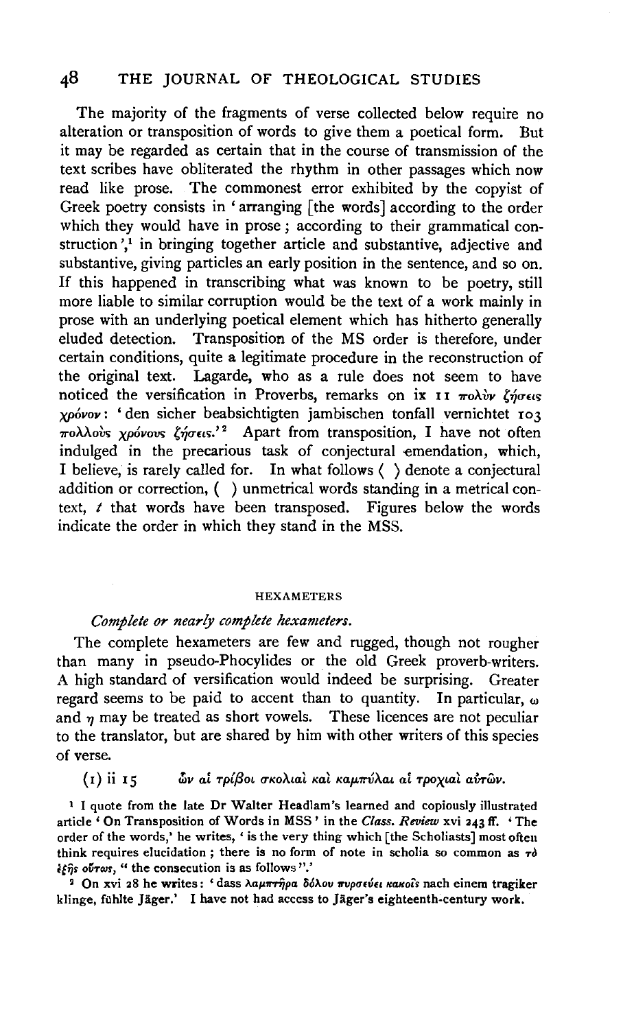The majority of the fragments of verse collected below require no alteration or transposition of words to give them a poetical form. But it may be regarded as certain that in the course of transmission of the text scribes have obliterated the rhythm in other passages which now read like prose. The commonest error exhibited by the copyist of Greek poetry consists in 'arranging [the words] according to the order which they would have in prose; according to their grammatical construction',[1] in bringing together article and substantive, adjective and substantive, giving particles an early position in the sentence, and so on. If this happened in transcribing what was known to be poetry, still more liable to similar corruption would be the text of a work mainly in prose with an underlying poetical element which has hitherto generally eluded detection. Transposition of the MS order is therefore, under certain conditions, quite a legitimate procedure in the reconstruction of the original text. Lagarde, who as a rule does not seem to have noticed the versification in Proverbs, remarks on ix 11 πολὺν ζήσεις χρόνον: 'den sicher beabsichtigten jambischen tonfall vernichtet 103 πολλοὺς χρόνους ζήσεις.'[2] Apart from transposition, I have not often indulged in the precarious task of conjectural emendation, which, I believe, is rarely called for. In what follows ⟨ ⟩ denote a conjectural addition or correction, ( ) unmetrical words standing in a metrical context, *t* that words have been transposed. Figures below the words indicate the order in which they stand in the MSS.

## HEXAMETERS

### *Complete or nearly complete hexameters.*

The complete hexameters are few and rugged, though not rougher than many in pseudo-Phocylides or the old Greek proverb-writers. A high standard of versification would indeed be surprising. Greater regard seems to be paid to accent than to quantity. In particular, ω and η may be treated as short vowels. These licences are not peculiar to the translator, but are shared by him with other writers of this species of verse.

(1) ii 15 ὧν αἱ τρίβοι σκολιαὶ καὶ καμπύλαι αἱ τροχιαὶ αὐτῶν.

[1] I quote from the late Dr Walter Headlam's learned and copiously illustrated article 'On Transposition of Words in MSS' in the *Class. Review* xvi 243 ff. 'The order of the words,' he writes, 'is the very thing which [the Scholiasts] most often think requires elucidation; there is no form of note in scholia so common as τὸ ἑξῆς οὕτως, "the consecution is as follows".'

[2] On xvi 28 he writes: 'dass λαμπτῆρα δόλον πυρσεύει κακοῖς nach einem tragiker klinge, fühlte Jäger.' I have not had access to Jäger's eighteenth-century work.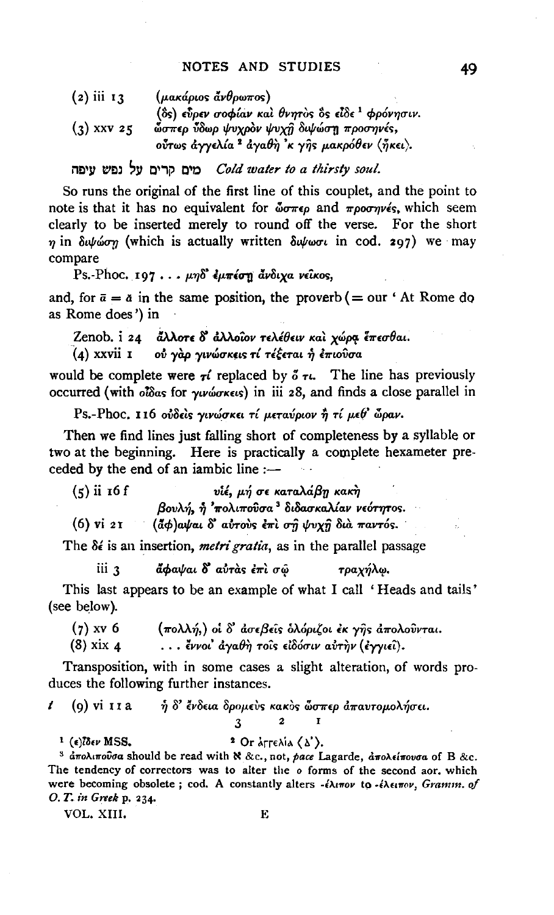(2) iii 13 (μακάριος ἄνθρωπος)
(ὃς) εὗρεν σοφίαν καὶ θνητὸς ὃς εἶδε[1] φρόνησιν.

(3) xxv 25 ὥσπερ ὕδωρ ψυχρὸν ψυχῇ διψώσῃ προσηνές,
οὕτως ἀγγελία[2] ἀγαθὴ 'κ γῆς μακρόθεν (ἥκει).

מים קרים על נפש עיפה *Cold water to a thirsty soul.*

So runs the original of the first line of this couplet, and the point to note is that it has no equivalent for ὥσπερ and προσηνές, which seem clearly to be inserted merely to round off the verse. For the short η in διψώσῃ (which is actually written διψωσι in cod. 297) we may compare

Ps.-Phoc. 197 . . . μηδ' ἐμπέσῃ ἄνδιχα νεῖκος,

and, for $\bar{a} = \breve{a}$ in the same position, the proverb (= our 'At Rome do as Rome does') in

Zenob. i 24 ἄλλοτε δ' ἀλλοῖον τελέθειν καὶ χώρᾳ ἕπεσθαι.

(4) xxvii 1 οὐ γὰρ γινώσκεις τί τέξεται ἡ ἐπιοῦσα

would be complete were τί replaced by ὅ τι. The line has previously occurred (with οἶδας for γινώσκεις) in iii 28, and finds a close parallel in

Ps.-Phoc. 116 οὐδεὶς γινώσκει τί μεταύριον ἢ τί μεθ' ὥραν.

Then we find lines just falling short of completeness by a syllable or two at the beginning. Here is practically a complete hexameter preceded by the end of an iambic line:—

(5) ii 16 f υἱέ, μή σε καταλάβῃ κακὴ
βουλή, ἡ 'πολιποῦσα[3] διδασκαλίαν νεότητος.

(6) vi 21 (ἄφ)αψαι δ' αὐτοὺς ἐπὶ σῇ ψυχῇ διὰ παντός.

The δέ is an insertion, *metri gratia*, as in the parallel passage

iii 3 ἄφαψαι δ' αὐτὰς ἐπὶ σῷ τραχήλῳ.

This last appears to be an example of what I call 'Heads and tails' (see below).

(7) xv 6 (πολλή,) οἱ δ' ἀσεβεῖς ὁλόριζοι ἐκ γῆς ἀπολοῦνται.

(8) xix 4 . . . ἔννοι' ἀγαθὴ τοῖς εἰδόσιν αὐτὴν (ἐγγιεῖ).

Transposition, with in some cases a slight alteration, of words produces the following further instances.

(9) vi 11 a ἡ δ' ἔνδεια δρομεὺς κακὸς ὥσπερ ἀπαυτομολήσει.
3 2 1

---

[1] (ε)ἶδεν MSS.

[2] Or ἀΓΓΕλία ⟨Δ'⟩.

[3] ἀπολιποῦσα should be read with ℵ &c., not, *pace* Lagarde, ἀπολείπουσα of B &c. The tendency of correctors was to alter the ο forms of the second aor. which were becoming obsolete; cod. A constantly alters -έλιπον to -έλειπον, *Gramm. of O. T. in Greek* p. 234.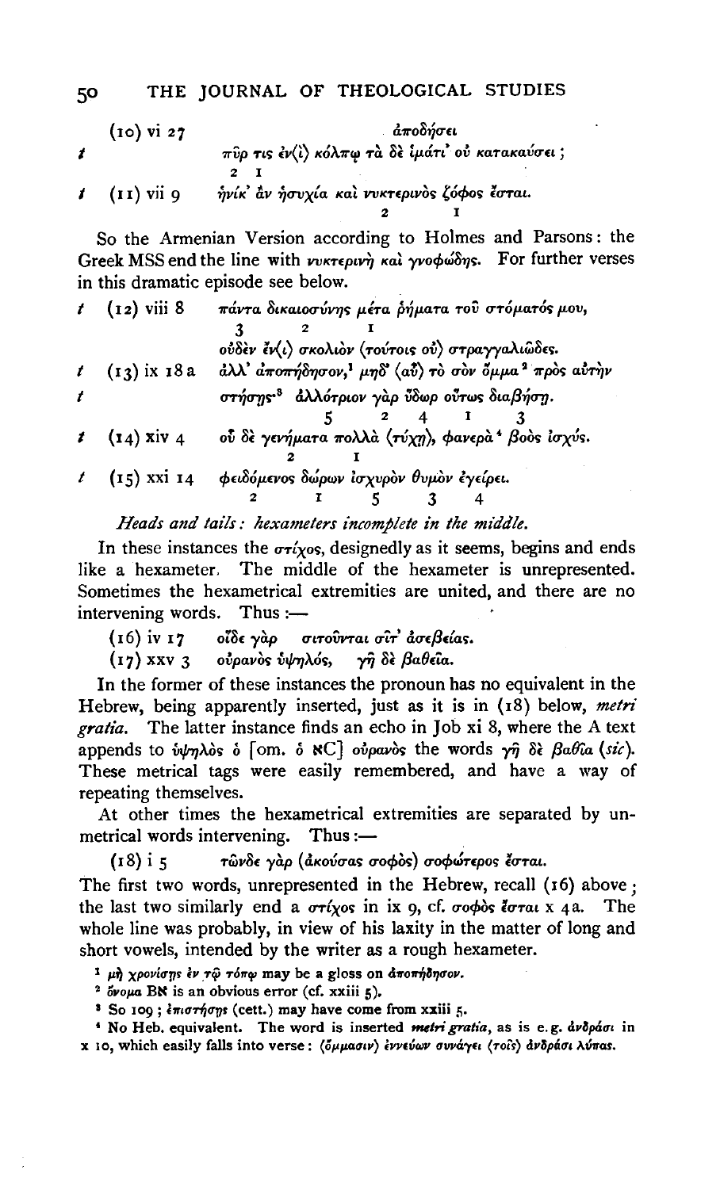(10) vi 27 ἀποδήσει

*t* πῦρ τις ἐν⟨ὶ⟩ κόλπῳ τὰ δὲ ἱμάτι' οὐ κατακαύσει;
  2 1

*t* (11) vii 9 ἡνίκ' ἂν ἡσυχία καὶ νυκτερινὸς ζόφος ἔσται.
  2 1

So the Armenian Version according to Holmes and Parsons: the Greek MSS end the line with νυκτερινὴ καὶ γνοφώδης. For further verses in this dramatic episode see below.

*t* (12) viii 8 πάντα δικαιοσύνης μέτα ῥήματα τοῦ στόματός μου,
  3 2 1
  οὐδὲν ἐν⟨ι⟩ σκολιὸν ⟨τούτοις οὐ⟩ στραγγαλιῶδες.

*t* (13) ix 18 a ἀλλ' ἀποπήδησον,[1] μηδ' ⟨αὖ⟩ τὸ σὸν ὄμμα[2] πρὸς αὐτὴν

*t* στήσῃς·[3] ἀλλότριον γὰρ ὕδωρ οὕτως διαβήσῃ.
  5 2 4 1 3

*t* (14) xiv 4 οὗ δὲ γενήματα πολλὰ ⟨τύχῃ⟩, φανερὰ[4] βοὸς ἰσχύς.
  2 1

*t* (15) xxi 14 φειδόμενος δώρων ἰσχυρὸν θυμὸν ἐγείρει.
  2 1 5 3 4

*Heads and tails: hexameters incomplete in the middle.*

In these instances the στίχος, designedly as it seems, begins and ends like a hexameter. The middle of the hexameter is unrepresented. Sometimes the hexametrical extremities are united, and there are no intervening words. Thus:—

(16) iv 17 οἵδε γὰρ σιτοῦνται σῖτ' ἀσεβείας.

(17) xxv 3 οὐρανὸς ὑψηλός, γῆ δὲ βαθεῖα.

In the former of these instances the pronoun has no equivalent in the Hebrew, being apparently inserted, just as it is in (18) below, *metri gratia*. The latter instance finds an echo in Job xi 8, where the A text appends to ὑψηλὸς ὁ [om. ὁ ℵC] οὐρανὸς the words γῆ δὲ βαθΐα (*sic*). These metrical tags were easily remembered, and have a way of repeating themselves.

At other times the hexametrical extremities are separated by unmetrical words intervening. Thus:—

(18) i 5 τῶνδε γὰρ (ἀκούσας σοφὸς) σοφώτερος ἔσται.

The first two words, unrepresented in the Hebrew, recall (16) above; the last two similarly end a στίχος in ix 9, cf. σοφὸς ἔσται x 4 a. The whole line was probably, in view of his laxity in the matter of long and short vowels, intended by the writer as a rough hexameter.

[1] μὴ χρονίσῃς ἐν τῷ τόπῳ may be a gloss on ἀποπήδησον.

[2] ὄνομα Bℵ is an obvious error (cf. xxiii 5).

[3] So 109; ἐπιστήσῃς (cett.) may have come from xxiii 5.

[4] No Heb. equivalent. The word is inserted *metri gratia*, as is e.g. ἀνδράσι in x 10, which easily falls into verse: ⟨ὄμμασιν⟩ ἐννεύων συνάγει ⟨τοῖς⟩ ἀνδράσι λύπας.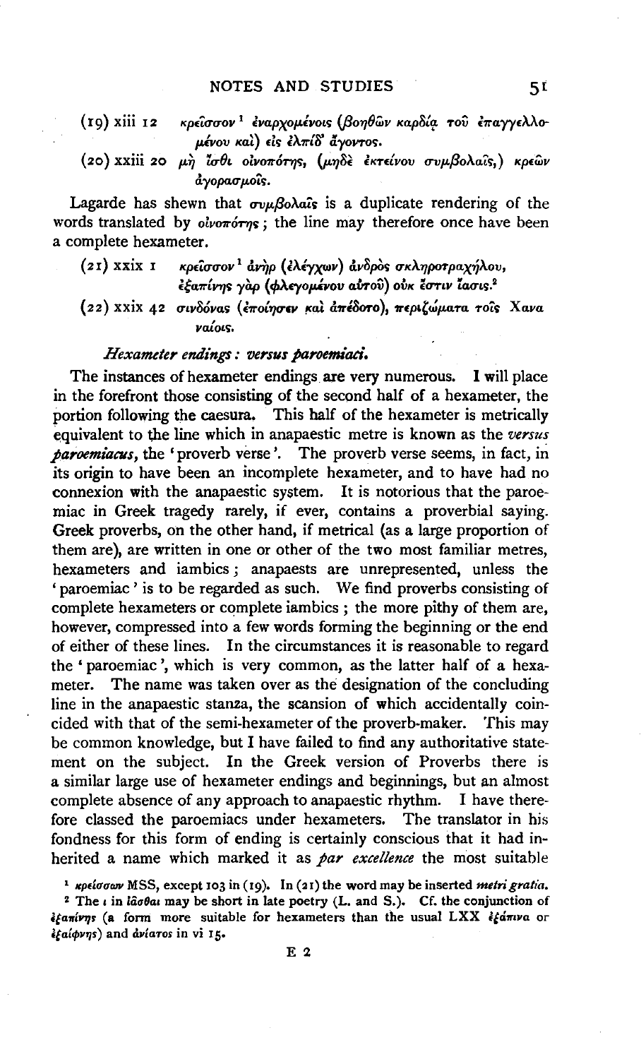(19) xiii 12  κρεῖσσον[1] ἐναρχομένοις (βοηθῶν καρδίᾳ τοῦ ἐπαγγελλομένου καὶ) εἰς ἐλπίδ' ἄγοντος.

(20) xxiii 20  μὴ ἴσθι οἰνοπότης, (μηδὲ ἐκτείνου συμβολαῖς,) κρεῶν ἀγορασμοῖς.

Lagarde has shewn that συμβολαῖς is a duplicate rendering of the words translated by οἰνοπότης; the line may therefore once have been a complete hexameter.

(21) xxix 1  κρεῖσσον[1] ἀνὴρ (ἐλέγχων) ἀνδρὸς σκληροτραχήλου, ἐξαπίνης γὰρ (φλεγομένου αὐτοῦ) οὐκ ἔστιν ἴασις.[2]

(22) xxix 42  σινδόνας (ἐποίησεν καὶ ἀπέδοτο), περιζώματα τοῖς Χαναναίοις.

### *Hexameter endings: versus paroemiaci.*

The instances of hexameter endings are very numerous. I will place in the forefront those consisting of the second half of a hexameter, the portion following the caesura. This half of the hexameter is metrically equivalent to the line which in anapaestic metre is known as the *versus paroemiacus*, the 'proverb verse'. The proverb verse seems, in fact, in its origin to have been an incomplete hexameter, and to have had no connexion with the anapaestic system. It is notorious that the paroemiac in Greek tragedy rarely, if ever, contains a proverbial saying. Greek proverbs, on the other hand, if metrical (as a large proportion of them are), are written in one or other of the two most familiar metres, hexameters and iambics; anapaests are unrepresented, unless the 'paroemiac' is to be regarded as such. We find proverbs consisting of complete hexameters or complete iambics; the more pithy of them are, however, compressed into a few words forming the beginning or the end of either of these lines. In the circumstances it is reasonable to regard the 'paroemiac', which is very common, as the latter half of a hexameter. The name was taken over as the designation of the concluding line in the anapaestic stanza, the scansion of which accidentally coincided with that of the semi-hexameter of the proverb-maker. This may be common knowledge, but I have failed to find any authoritative statement on the subject. In the Greek version of Proverbs there is a similar large use of hexameter endings and beginnings, but an almost complete absence of any approach to anapaestic rhythm. I have therefore classed the paroemiacs under hexameters. The translator in his fondness for this form of ending is certainly conscious that it had inherited a name which marked it as *par excellence* the most suitable

[1] κρείσσων MSS, except 103 in (19). In (21) the word may be inserted *metri gratia*.

[2] The ι in ἰᾶσθαι may be short in late poetry (L. and S.). Cf. the conjunction of ἐξαπίνης (a form more suitable for hexameters than the usual LXX ἐξάπινα or ἐξαίφνης) and ἀνίατος in vi 15.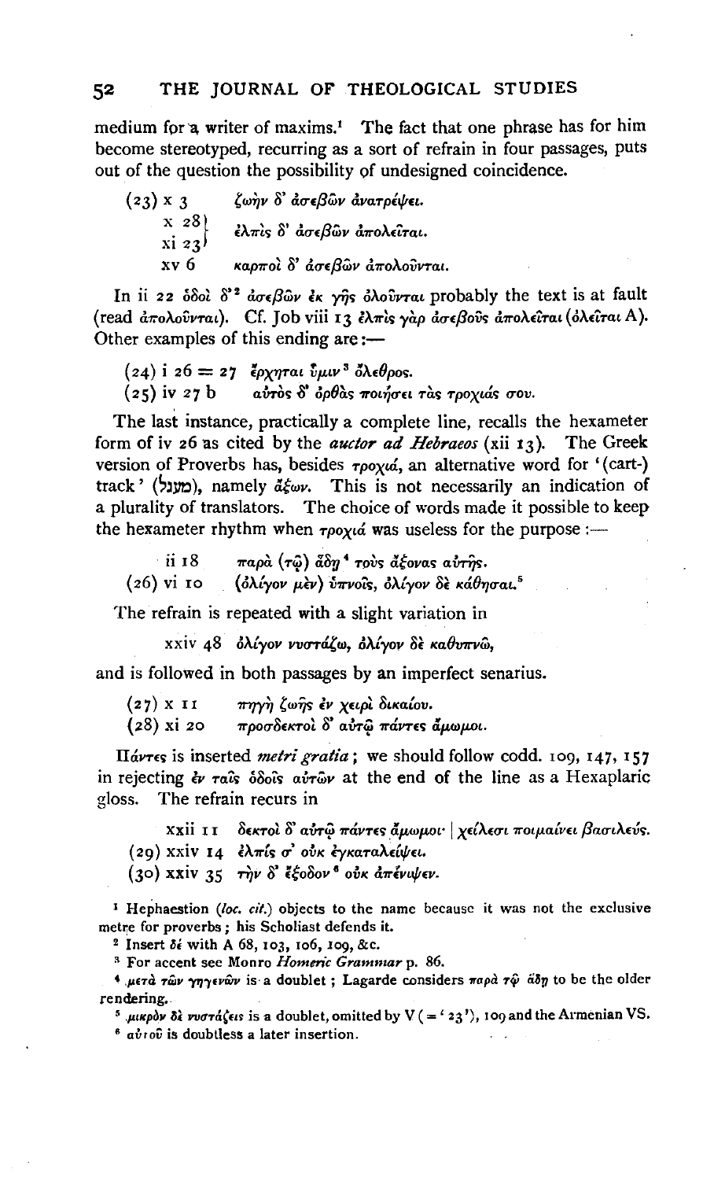medium for a writer of maxims.[1] The fact that one phrase has for him become stereotyped, recurring as a sort of refrain in four passages, puts out of the question the possibility of undesigned coincidence.

(23) x 3 ζωὴν δ' ἀσεβῶν ἀνατρέψει.
x 28 } xi 23 } ἐλπὶς δ' ἀσεβῶν ἀπολεῖται.
xv 6 καρποὶ δ' ἀσεβῶν ἀπολοῦνται.

In ii 22 ὁδοὶ δ'[2] ἀσεβῶν ἐκ γῆς ὀλοῦνται probably the text is at fault (read ἀπολοῦνται). Cf. Job viii 13 ἐλπὶς γὰρ ἀσεβοῦς ἀπολεῖται (ὀλεῖται A). Other examples of this ending are:—

(24) i 26 = 27 ἔρχηται ὕμιν[3] ὄλεθρος.
(25) iv 27 b αὐτὸς δ' ὀρθὰς ποιήσει τὰς τροχιάς σου.

The last instance, practically a complete line, recalls the hexameter form of iv 26 as cited by the *auctor ad Hebraeos* (xii 13). The Greek version of Proverbs has, besides τροχιά, an alternative word for '(cart-) track' (מַעְגָּל), namely ἄξων. This is not necessarily an indication of a plurality of translators. The choice of words made it possible to keep the hexameter rhythm when τροχιά was useless for the purpose:—

ii 18 παρὰ (τῷ) ᾅδῃ[4] τοὺς ἄξονας αὐτῆς.
(26) vi 10 (ὀλίγον μὲν) ὑπνοῖς, ὀλίγον δὲ κάθησαι.[5]

The refrain is repeated with a slight variation in

xxiv 48 ὀλίγον νυστάζω, ὀλίγον δὲ καθυπνῶ,

and is followed in both passages by an imperfect senarius.

(27) x 11 πηγὴ ζωῆς ἐν χειρὶ δικαίου.
(28) xi 20 προσδεκτοὶ δ' αὐτῷ πάντες ἄμωμοι.

Πάντες is inserted *metri gratia*; we should follow codd. 109, 147, 157 in rejecting ἐν ταῖς ὁδοῖς αὐτῶν at the end of the line as a Hexaplaric gloss. The refrain recurs in

xxii 11 δεκτοὶ δ' αὐτῷ πάντες ἄμωμοι· | χείλεσι ποιμαίνει βασιλεύς.
(29) xxiv 14 ἐλπίς σ' οὐκ ἐγκαταλείψει.
(30) xxiv 35 τὴν δ' ἔξοδον[6] οὐκ ἀπένιψεν.

[1] Hephaestion (*loc. cit.*) objects to the name because it was not the exclusive metre for proverbs; his Scholiast defends it.

[2] Insert δέ with A 68, 103, 106, 109, &c.

[3] For accent see Monro *Homeric Grammar* p. 86.

[4] μετὰ τῶν γηγενῶν is a doublet; Lagarde considers παρὰ τῷ ᾅδῃ to be the older rendering.

[5] μικρὸν δὲ νυστάζεις is a doublet, omitted by V (= '23'), 109 and the Armenian VS.

[6] αὐτοῦ is doubtless a later insertion.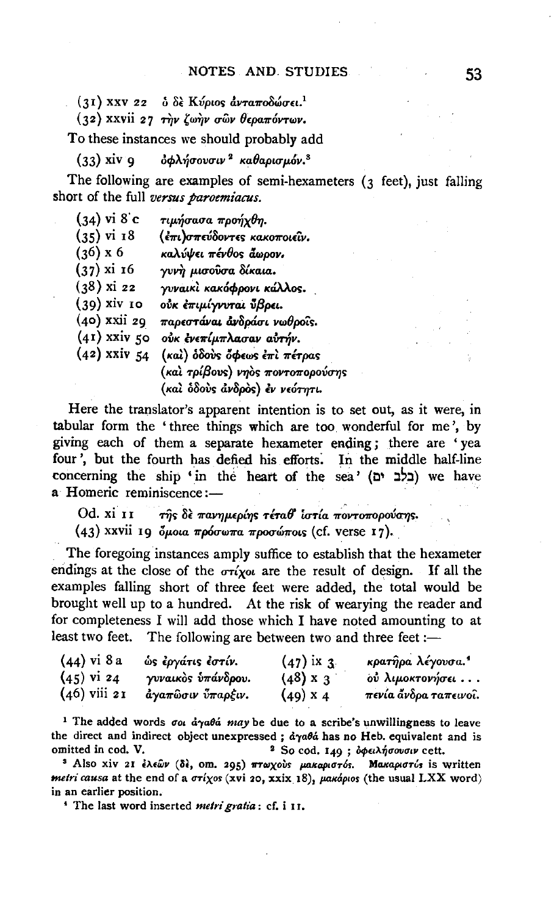(31) xxv 22  ὁ δὲ Κύριος ἀνταποδώσει.[1]

(32) xxvii 27  τὴν ζωὴν σῶν θεραπόντων.

To these instances we should probably add

(33) xiv 9  ὀφλήσουσιν[2] καθαρισμόν.[3]

The following are examples of semi-hexameters (3 feet), just falling short of the full *versus paroemiacus*.

(34) vi 8 c  τιμήσασα προήχθη.
(35) vi 18  (ἐπι)σπεύδοντες κακοποιεῖν.
(36) x 6  καλύψει πένθος ἄωρον.
(37) xi 16  γυνὴ μισοῦσα δίκαια.
(38) xi 22  γυναικὶ κακόφρονι κάλλος.
(39) xiv 10  οὐκ ἐπιμίγνυται ὕβρει.
(40) xxii 29  παρεστάναι ἀνδράσι νωθροῖς.
(41) xxiv 50  οὐκ ἐνεπίμπλασαν αὐτήν.
(42) xxiv 54  (καὶ) ὁδοὺς ὄφεως ἐπὶ πέτρας
(καὶ τρίβους) νηὸς ποντοπορούσης
(καὶ ὁδοὺς ἀνδρὸς) ἐν νεότητι.

Here the translator's apparent intention is to set out, as it were, in tabular form the 'three things which are too wonderful for me', by giving each of them a separate hexameter ending; there are 'yea four', but the fourth has defied his efforts. In the middle half-line concerning the ship 'in the heart of the sea' (בלב ים) we have a Homeric reminiscence:—

Od. xi 11  τῆς δὲ πανημερίης τέταθ' ἱστία ποντοπορούσης.

(43) xxvii 19  ὅμοια πρόσωπα προσώποις (cf. verse 17).

The foregoing instances amply suffice to establish that the hexameter endings at the close of the στίχοι are the result of design. If all the examples falling short of three feet were added, the total would be brought well up to a hundred. At the risk of wearying the reader and for completeness I will add those which I have noted amounting to at least two feet. The following are between two and three feet:—

(44) vi 8 a  ὡς ἐργάτις ἐστίν.
(45) vi 24  γυναικὸς ὑπάνδρου.
(46) viii 21  ἀγαπῶσιν ὕπαρξιν.
(47) ix 3  κρατῆρα λέγουσα.[4]
(48) x 3  οὐ λιμοκτονήσει . . .
(49) x 4  πενία ἄνδρα ταπεινοῖ.

[1] The added words σοι ἀγαθά *may* be due to a scribe's unwillingness to leave the direct and indirect object unexpressed; ἀγαθά has no Heb. equivalent and is omitted in cod. V.

[2] So cod. 149; ὀφειλήσουσιν cett.

[3] Also xiv 21 ἐλεῶν (δέ, om. 295) πτωχοὺς μακαριστός. Μακαριστός is written *metri causa* at the end of a στίχος (xvi 20, xxix 18), μακάριος (the usual LXX word) in an earlier position.

[4] The last word inserted *metri gratia*: cf. i 11.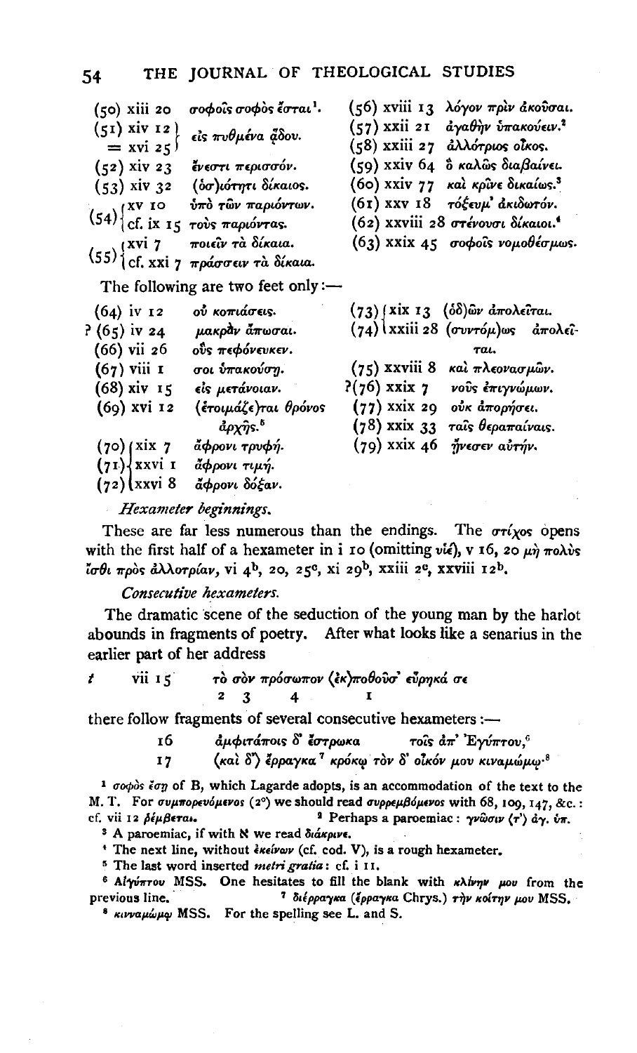(50) xiii 20 σοφοῖς σοφὸς ἔσται[1].

(51) xiv 12 = xvi 25 } εἰς πυθμένα ᾅδου.

(52) xiv 23 ἔνεστι περισσόν.

(53) xiv 32 (ὁσ)ιότητι δίκαιος.

(54) { xv 10 ὑπὸ τῶν παριόντων. / cf. ix 15 τοὺς παριόντας.

(55) { xvi 7 ποιεῖν τὰ δίκαια. / cf. xxi 7 πράσσειν τὰ δίκαια.

(56) xviii 13 λόγον πρὶν ἀκοῦσαι.

(57) xxii 21 ἀγαθὴν ὑπακούειν.[2]

(58) xxiii 27 ἀλλότριος οἶκος.

(59) xxiv 64 ὃ καλῶς διαβαίνει.

(60) xxiv 77 καὶ κρῖνε δικαίως.[3]

(61) xxv 18 τόξευμ' ἀκιδωτόν.

(62) xxviii 28 στένουσι δίκαιοι.[4]

(63) xxix 45 σοφοῖς νομοθέσμως.

The following are two feet only:—

(64) iv 12 οὐ κοπιάσεις.

? (65) iv 24 μακρὰν ἄπωσαι.

(66) vii 26 οὓς πεφόνευκεν.

(67) viii 1 σοι ὑπακούσῃ.

(68) xiv 15 εἰς μετάνοιαν.

(69) xvi 12 (ἑτοιμάζε)ται θρόνος ἀρχῆς.[5]

(70) { xix 7 ἄφρονι τρυφή.

(71) { xxvi 1 ἄφρονι τιμή.

(72) { xxvi 8 ἄφρονι δόξαν.

(73) { xix 13 (ὁδ)ῶν ἀπολεῖται.

(74) { xxiii 28 (συντόμ)ως ἀπολεῖται.

(75) xxviii 8 καὶ πλεονασμῶν.

?(76) xxix 7 νοῦς ἐπιγνώμων.

(77) xxix 29 οὐκ ἀπορήσει.

(78) xxix 33 ταῖς θεραπαίναις.

(79) xxix 46 ἤνεσεν αὐτήν.

*Hexameter beginnings.*

These are far less numerous than the endings. The στίχος opens with the first half of a hexameter in i 10 (omitting υἱέ), v 16, 20 μὴ πολὺς ἴσθι πρὸς ἀλλοτρίαν, vi 4[b], 20, 25[c], xi 29[b], xxiii 2[c], xxviii 12[b].

*Consecutive hexameters.*

The dramatic scene of the seduction of the young man by the harlot abounds in fragments of poetry. After what looks like a senarius in the earlier part of her address

*t* vii 15 τὸ σὸν πρόσωπον (ἐκ)ποθοῦσ' εὕρηκά σε
 2 3 4 1

there follow fragments of several consecutive hexameters:—

16 ἀμφιτάποις δ' ἔστρωκα τοῖς ἀπ' Ἐγύπτου,[6]

17 (καὶ δ') ἔρραγκα[7] κρόκῳ τὸν δ' οἶκόν μου κιναμώμῳ·[8]

---

[1] σοφὸς ἔσῃ of B, which Lagarde adopts, is an accommodation of the text to the M. T. For συμπορευόμενος (2°) we should read συρρεμβόμενος with 68, 109, 147, &c.: cf. vii 12 ῥέμβεται.

[2] Perhaps a paroemiac: γνῶσιν ⟨τ'⟩ ἀγ. ὑπ.

[3] A paroemiac, if with ℵ we read διάκρινε.

[4] The next line, without ἐκείνων (cf. cod. V), is a rough hexameter.

[5] The last word inserted *metri gratia*: cf. i 11.

[6] Αἰγύπτου MSS. One hesitates to fill the blank with κλίνην μου from the previous line.

[7] διέρραγκα (ἔρραγκα Chrys.) τὴν κοίτην μου MSS.

[8] κινναμώμῳ MSS. For the spelling see L. and S.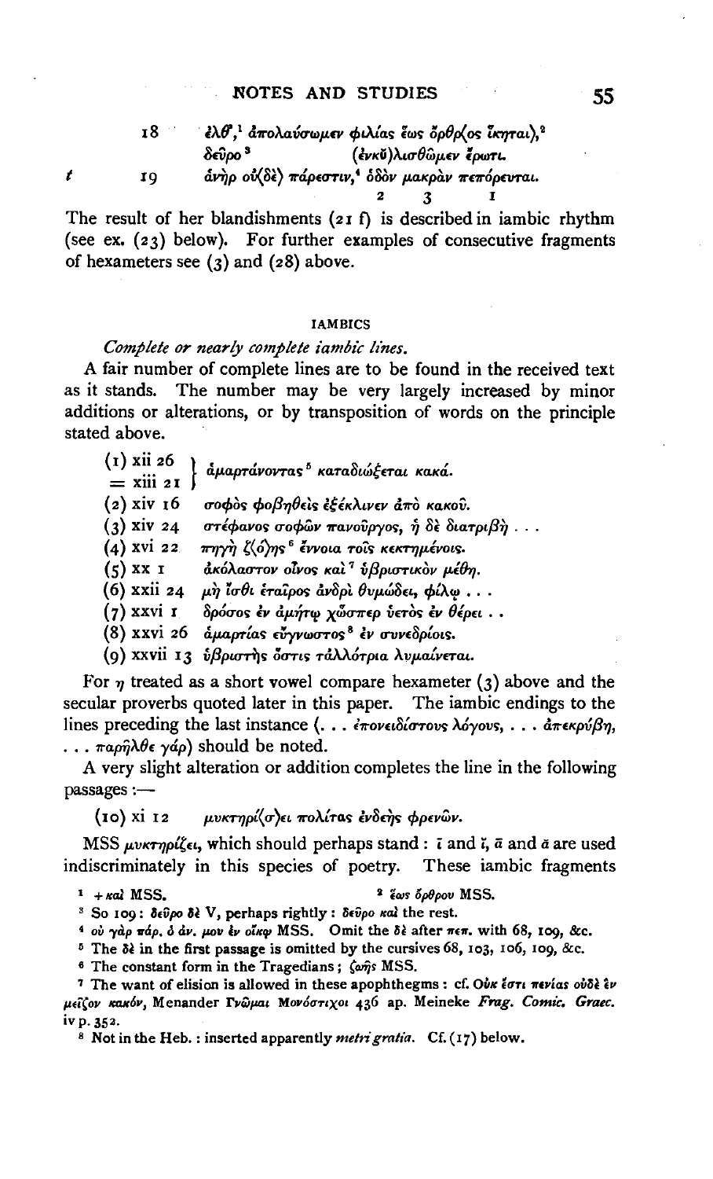18 ἐλθ',[1] ἀπολαύσωμεν φιλίας ἕως ὄρθρ(ος ἵκηται),[2]
δεῦρο[3] (ἐγκὔ)λισθῶμεν ἔρωτι.

*t* 19 ἀνὴρ οὐ(δὲ) πάρεστιν,[4] ὁδὸν μακρὰν πεπόρευται.
2 3 1

The result of her blandishments (21 f) is described in iambic rhythm (see ex. (23) below). For further examples of consecutive fragments of hexameters see (3) and (28) above.

## IAMBICS

*Complete or nearly complete iambic lines.*

A fair number of complete lines are to be found in the received text as it stands. The number may be very largely increased by minor additions or alterations, or by transposition of words on the principle stated above.

(1) xii 26 = xiii 21 } ἁμαρτάνοντας[5] καταδιώξεται κακά.
(2) xiv 16 σοφὸς φοβηθεὶς ἐξέκλινεν ἀπὸ κακοῦ.
(3) xiv 24 στέφανος σοφῶν πανοῦργος, ἡ δὲ διατριβὴ . . .
(4) xvi 22 πηγὴ ζ(ό)ης[6] ἔννοια τοῖς κεκτημένοις.
(5) xx 1 ἀκόλαστον οἶνος καὶ[7] ὑβριστικὸν μέθη.
(6) xxii 24 μὴ ἴσθι ἑταῖρος ἀνδρὶ θυμώδει, φίλῳ . . .
(7) xxvi 1 δρόσος ἐν ἀμήτῳ χὥσπερ ὑετὸς ἐν θέρει . .
(8) xxvi 26 ἁμαρτίας εὔγνωστος[8] ἐν συνεδρίοις.
(9) xxvii 13 ὑβριστὴς ὅστις τἀλλότρια λυμαίνεται.

For η treated as a short vowel compare hexameter (3) above and the secular proverbs quoted later in this paper. The iambic endings to the lines preceding the last instance (. . . ἐπονειδίστους λόγους, . . . ἀπεκρύβη, . . . παρῆλθε γάρ) should be noted.

A very slight alteration or addition completes the line in the following passages:—

(10) xi 12 μυκτηρί(σ)ει πολίτας ἐνδεὴς φρενῶν.

MSS μυκτηρίζει, which should perhaps stand: ῑ and ῐ, ᾱ and ᾰ are used indiscriminately in this species of poetry. These iambic fragments

[1] + καὶ MSS.
[2] ἕως ὄρθρου MSS.
[3] So 109: δεῦρο δὲ V, perhaps rightly: δεῦρο καὶ the rest.
[4] οὐ γὰρ πάρ. ὁ ἀν. μου ἐν οἴκῳ MSS. Omit the δὲ after πεπ. with 68, 109, &c.
[5] The δὲ in the first passage is omitted by the cursives 68, 103, 106, 109, &c.
[6] The constant form in the Tragedians; ζωῆς MSS.
[7] The want of elision is allowed in these apophthegms: cf. Οὐκ ἔστι πενίας οὐδὲ ἓν μεῖζον κακόν, Menander Γνῶμαι Μονόστιχοι 436 ap. Meineke *Frag. Comic. Graec.* iv p. 352.
[8] Not in the Heb.: inserted apparently *metri gratia*. Cf. (17) below.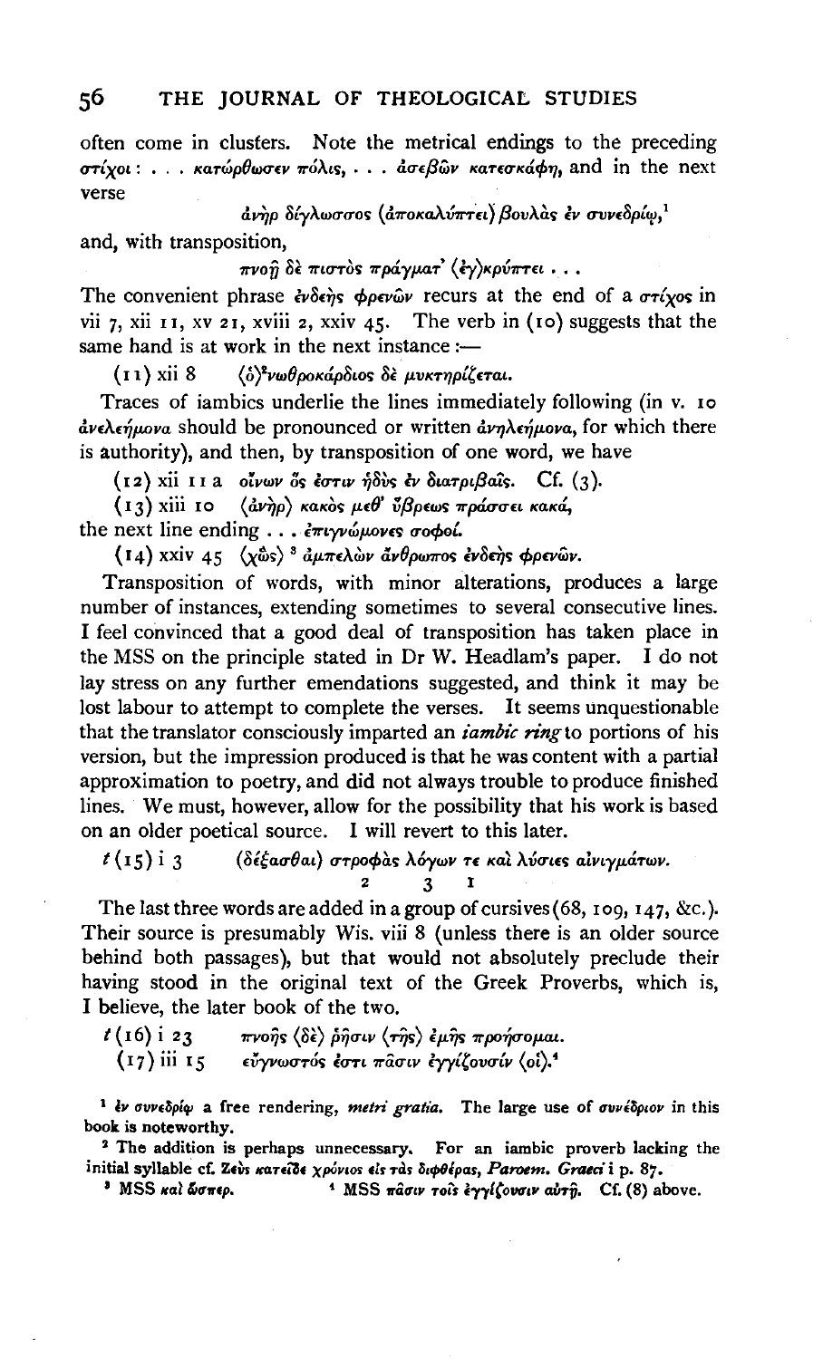often come in clusters. Note the metrical endings to the preceding στίχοι: . . . κατώρθωσεν πόλις, . . . ἀσεβῶν κατεσκάφη, and in the next verse

ἀνὴρ δίγλωσσος ⟨ἀποκαλύπτει⟩ βουλὰς ἐν συνεδρίῳ,[1]

and, with transposition,

πνοῇ δὲ πιστὸς πράγματ' ⟨ἐγ⟩κρύπτει . . .

The convenient phrase ἐνδεὴς φρενῶν recurs at the end of a στίχος in vii 7, xii 11, xv 21, xviii 2, xxiv 45. The verb in (10) suggests that the same hand is at work in the next instance:—

(11) xii 8 ⟨ὁ⟩[2]νωθροκάρδιος δὲ μυκτηρίζεται.

Traces of iambics underlie the lines immediately following (in v. 10 ἀνελεήμονα should be pronounced or written ἀνηλεήμονα, for which there is authority), and then, by transposition of one word, we have

(12) xii 11 a οἴνων ὃς ἐστιν ἡδὺς ἐν διατριβαῖς. Cf. (3).

(13) xiii 10 ⟨ἀνὴρ⟩ κακὸς μεθ' ὕβρεως πράσσει κακά,

the next line ending . . . ἐπιγνώμονες σοφοί.

(14) xxiv 45 ⟨χὡς⟩[3] ἀμπελὼν ἄνθρωπος ἐνδεὴς φρενῶν.

Transposition of words, with minor alterations, produces a large number of instances, extending sometimes to several consecutive lines. I feel convinced that a good deal of transposition has taken place in the MSS on the principle stated in Dr W. Headlam's paper. I do not lay stress on any further emendations suggested, and think it may be lost labour to attempt to complete the verses. It seems unquestionable that the translator consciously imparted an *iambic ring* to portions of his version, but the impression produced is that he was content with a partial approximation to poetry, and did not always trouble to produce finished lines. We must, however, allow for the possibility that his work is based on an older poetical source. I will revert to this later.

*t* (15) i 3 (δέξασθαι) στροφὰς λόγων τε καὶ λύσεις αἰνιγμάτων.
 2 3 1

The last three words are added in a group of cursives (68, 109, 147, &c.). Their source is presumably Wis. viii 8 (unless there is an older source behind both passages), but that would not absolutely preclude their having stood in the original text of the Greek Proverbs, which is, I believe, the later book of the two.

*t* (16) i 23 πνοῆς ⟨δὲ⟩ ῥῆσιν ⟨τῆς⟩ ἐμῆς προήσομαι.

(17) iii 15 εὔγνωστός ἐστι πᾶσιν ἐγγίζουσίν ⟨οἱ⟩.[4]

[1] ἐν συνεδρίῳ a free rendering, *metri gratia*. The large use of συνέδριον in this book is noteworthy.

[2] The addition is perhaps unnecessary. For an iambic proverb lacking the initial syllable cf. Ζεὺς κατεῖδε χρόνιος εἰς τὰς διφθέρας, *Paroem. Graeci* i p. 87.

[3] MSS καὶ ὥσπερ.

[4] MSS πᾶσιν τοῖς ἐγγίζουσιν αὐτῇ. Cf. (8) above.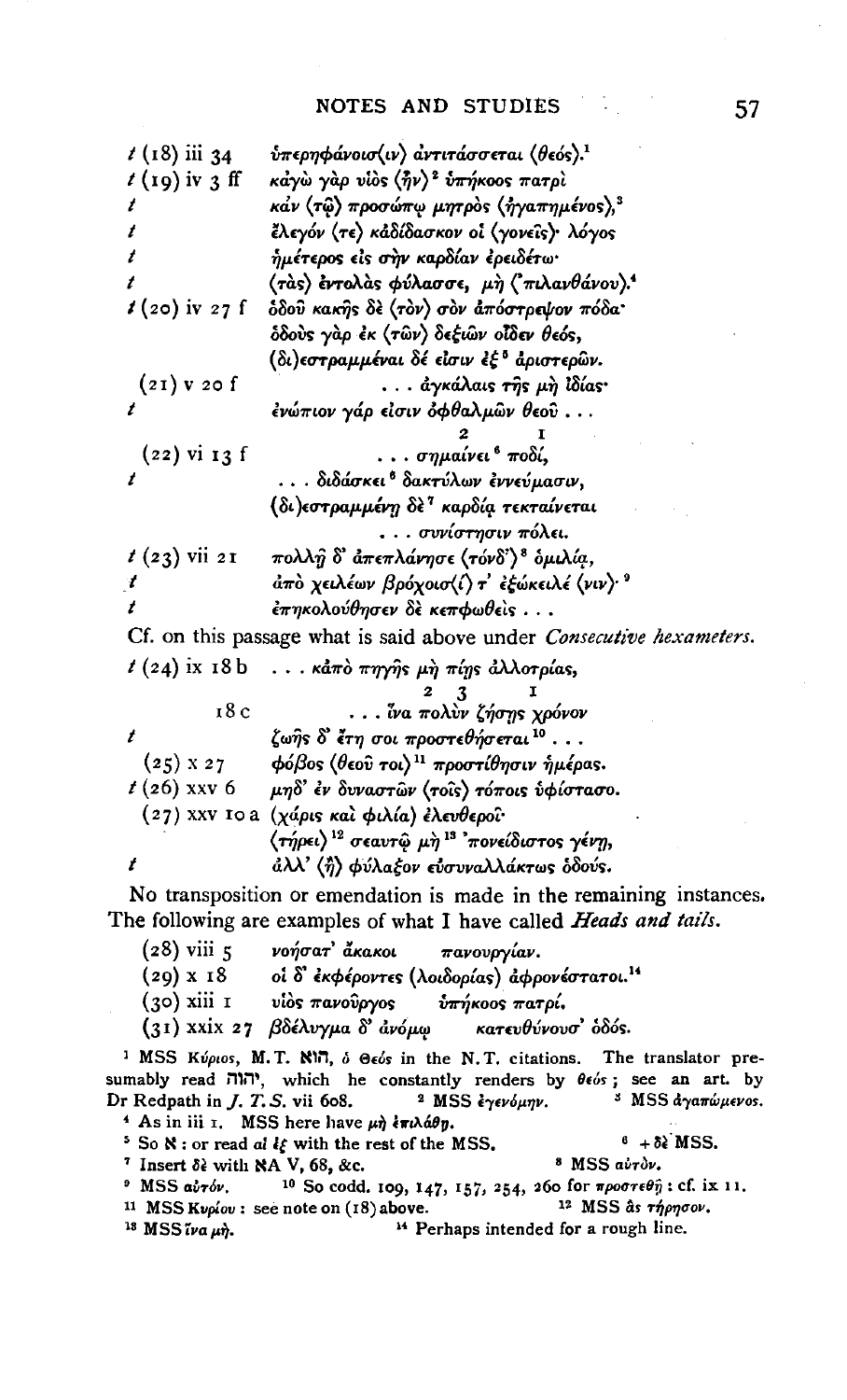| | |
|---|---|
| *t* (18) iii 34 | ὑπερηφάνοισ⟨ιν⟩ ἀντιτάσσεται ⟨θεός⟩.[1] |
| *t* (19) iv 3 ff | κἀγὼ γὰρ υἱὸς ⟨ἦν⟩[2] ὑπήκοος πατρὶ |
| *t* | κἀν ⟨τῷ⟩ προσώπῳ μητρὸς ⟨ἠγαπημένος⟩,[3] |
| *t* | ἔλεγόν ⟨τε⟩ κἀδίδασκον οἱ ⟨γονεῖς⟩· λόγος |
| *t* | ἡμέτερος εἰς σὴν καρδίαν ἐρειδέτω· |
| *t* | ⟨τὰς⟩ ἐντολὰς φύλασσε, μὴ ⟨'πιλανθάνου⟩.[4] |
| *t* (20) iv 27 f | ὁδοῦ κακῆς δὲ ⟨τὸν⟩ σὸν ἀπόστρεψον πόδα· |
| | ὁδοὺς γὰρ ἐκ ⟨τῶν⟩ δεξιῶν οἶδεν θεός, |
| | ⟨δι⟩εστραμμέναι δέ εἰσιν ἐξ[5] ἀριστερῶν. |
| (21) v 20 f | . . . ἀγκάλαις τῆς μὴ ἰδίας· |
| *t* | ἐνώπιον γάρ εἰσιν ὀφθαλμῶν θεοῦ . . . |
| (22) vi 13 f | . . . σημαίνει[6] ποδί, (2 1) |
| *t* | . . . διδάσκει[6] δακτύλων ἐννεύμασιν, |
| | ⟨δι⟩εστραμμένῃ δὲ[7] καρδίᾳ τεκταίνεται |
| | . . . συνίστησιν πόλει. |
| *t* (23) vii 21 | πολλῇ δ' ἀπεπλάνησε ⟨τόνδ'⟩[8] ὁμιλίᾳ, |
| *t* | ἀπὸ χειλέων βρόχοισ⟨ί⟩ τ' ἐξώκειλέ ⟨νιν⟩·[9] |
| *t* | ἐπηκολούθησεν δὲ κεπφωθεὶς . . . |

Cf. on this passage what is said above under *Consecutive hexameters*.

| | |
|---|---|
| *t* (24) ix 18 b | . . . κἀπὸ πηγῆς μὴ πίῃς ἀλλοτρίας, (2 3 1) |
| 18 c | . . . ἵνα πολὺν ζήσῃς χρόνον |
| *t* | ζωῆς δ' ἔτη σοι προστεθήσεται[10] . . . |
| (25) x 27 | φόβος ⟨θεοῦ τοι⟩[11] προστίθησιν ἡμέρας. |
| *t* (26) xxv 6 | μηδ' ἐν δυναστῶν ⟨τοῖς⟩ τόποις ὑφίστασο. |
| (27) xxv 10 a | ⟨χάρις καὶ φιλία⟩ ἐλευθεροῖ· |
| | ⟨τήρει⟩[12] σεαυτῷ μὴ[13] 'πονείδιστος γένῃ, |
| *t* | ἀλλ' ⟨ἢ⟩ φύλαξον εὐσυναλλάκτως ὁδούς. |

No transposition or emendation is made in the remaining instances. The following are examples of what I have called *Heads and tails*.

| | | |
|---|---|---|
| (28) viii 5 | νοήσατ' ἄκακοι | πανουργίαν. |
| (29) x 18 | οἱ δ' ἐκφέροντες ⟨λοιδορίας⟩ ἀφρονέστατοι.[14] | |
| (30) xiii 1 | υἱὸς πανοῦργος | ὑπήκοος πατρί. |
| (31) xxix 27 | βδέλυγμα δ' ἀνόμῳ | κατευθύνουσ' ὁδός. |

[1] MSS Κύριος, M.T. הוא, ὁ Θεός in the N.T. citations. The translator presumably read יהוה, which he constantly renders by θεός; see an art. by Dr Redpath in *J. T. S.* vii 608. [2] MSS ἐγενόμην. [3] MSS ἀγαπώμενος.
[4] As in iii 1. MSS here have μὴ ἐπιλάθῃ.
[5] So ℵ: or read αἱ ἐξ with the rest of the MSS. [6] + δὲ MSS.
[7] Insert δὲ with ℵA V, 68, &c. [8] MSS αὐτὸν.
[9] MSS αὐτόν. [10] So codd. 109, 147, 157, 254, 260 for προστεθῇ: cf. ix 11.
[11] MSS Κυρίου: see note on (18) above. [12] MSS ἃς τήρησον.
[13] MSS ἵνα μή. [14] Perhaps intended for a rough line.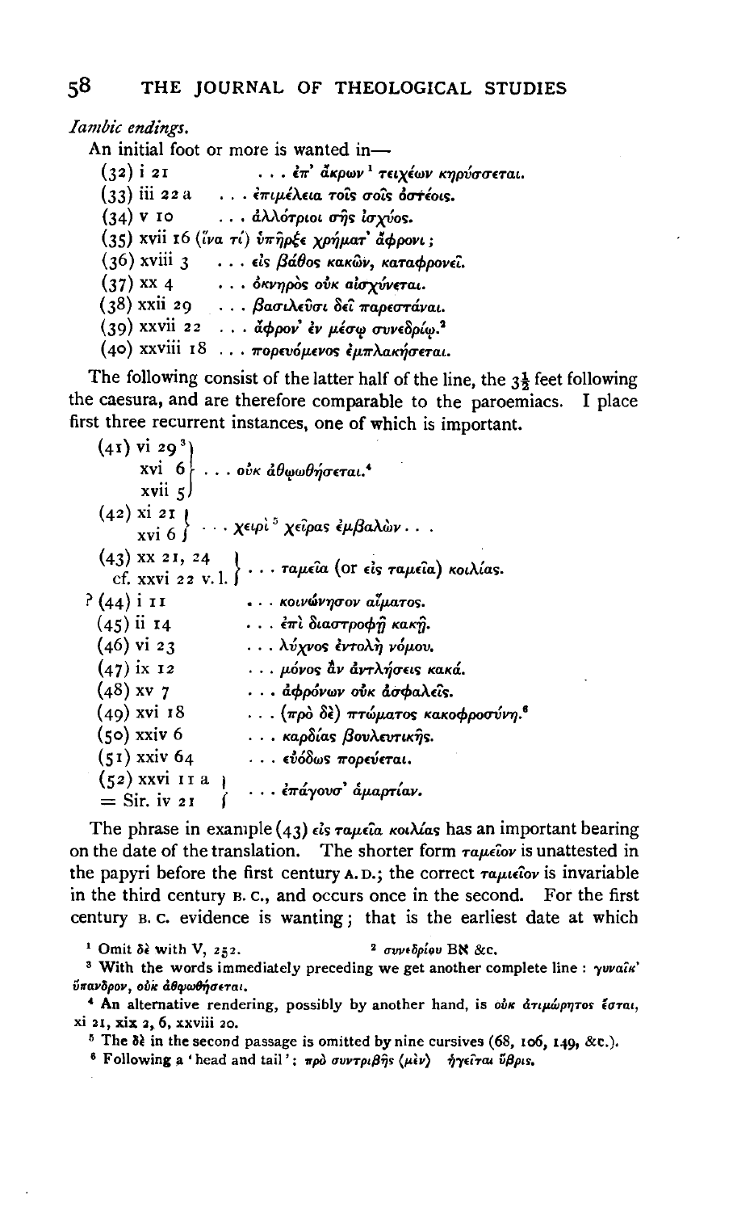*Iambic endings.*

An initial foot or more is wanted in—

(32) i 21 . . . ἐπ' ἄκρων[1] τειχέων κηρύσσεται.
(33) iii 22 a . . . ἐπιμέλεια τοῖς σοῖς ὀστέοις.
(34) v 10 . . . ἀλλότριοι σῆς ἰσχύος.
(35) xvii 16 (ἵνα τί) ὑπῆρξε χρήματ' ἄφρονι;
(36) xviii 3 . . . εἰς βάθος κακῶν, καταφρονεῖ.
(37) xx 4 . . . ὀκνηρὸς οὐκ αἰσχύνεται.
(38) xxii 29 . . . βασιλεῦσι δεῖ παρεστάναι.
(39) xxvii 22 . . . ἄφρον' ἐν μέσῳ συνεδρίῳ.[2]
(40) xxviii 18 . . . πορευόμενος ἐμπλακήσεται.

The following consist of the latter half of the line, the 3½ feet following the caesura, and are therefore comparable to the paroemiacs. I place first three recurrent instances, one of which is important.

(41) vi 29[3], xvi 6, xvii 5 . . . οὐκ ἀθῳωθήσεται.[4]
(42) xi 21, xvi 6 . . . χειρὶ[5] χεῖρας ἐμβαλὼν . . .
(43) xx 21, 24, cf. xxvi 22 v. l. . . . ταμεῖα (or εἰς ταμεῖα) κοιλίας.
? (44) i 11 . . . κοινώνησον αἵματος.
(45) ii 14 . . . ἐπὶ διαστροφῇ κακῇ.
(46) vi 23 . . . λύχνος ἐντολὴ νόμου.
(47) ix 12 . . . μόνος ἂν ἀντλήσεις κακά.
(48) xv 7 . . . ἀφρόνων οὐκ ἀσφαλεῖς.
(49) xvi 18 . . . (πρὸ δὲ) πτώματος κακοφροσύνη.[6]
(50) xxiv 6 . . . καρδίας βουλευτικῆς.
(51) xxiv 64 . . . εὐόδως πορεύεται.
(52) xxvi 11 a = Sir. iv 21 . . . ἐπάγουσ' ἁμαρτίαν.

The phrase in example (43) εἰς ταμεῖα κοιλίας has an important bearing on the date of the translation. The shorter form ταμεῖον is unattested in the papyri before the first century A.D.; the correct ταμιεῖον is invariable in the third century B.C., and occurs once in the second. For the first century B.C. evidence is wanting; that is the earliest date at which

[1] Omit δὲ with V, 252.

[2] συνεδρίου Bℵ &c.

[3] With the words immediately preceding we get another complete line: γυναῖκ' ὕπανδρον, οὐκ ἀθῳωθήσεται.

[4] An alternative rendering, possibly by another hand, is οὐκ ἀτιμώρητος ἔσται, xi 21, xix 2, 6, xxviii 20.

[5] The δὲ in the second passage is omitted by nine cursives (68, 106, 149, &c.).

[6] Following a 'head and tail': πρὸ συντριβῆς ⟨μὲν⟩ ἡγεῖται ὕβρις.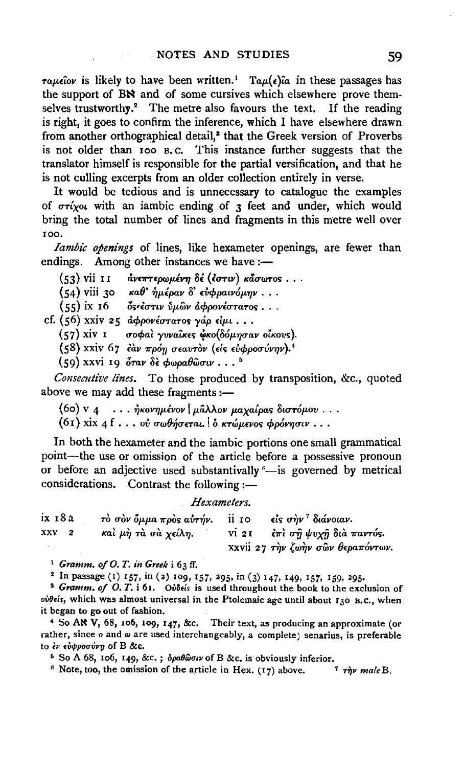ταμεῖον is likely to have been written.[1] Ταμ(ε)ῖα in these passages has the support of Bℵ and of some cursives which elsewhere prove themselves trustworthy.[2] The metre also favours the text. If the reading is right, it goes to confirm the inference, which I have elsewhere drawn from another orthographical detail,[3] that the Greek version of Proverbs is not older than 100 B.C. This instance further suggests that the translator himself is responsible for the partial versification, and that he is not culling excerpts from an older collection entirely in verse.

It would be tedious and is unnecessary to catalogue the examples of στίχοι with an iambic ending of 3 feet and under, which would bring the total number of lines and fragments in this metre well over 100.

*Iambic openings* of lines, like hexameter openings, are fewer than endings. Among other instances we have:—

(53) vii 11 ἀνεπτερωμένη δέ (ἐστιν) κάσωτος . . .
(54) viii 30 καθ' ἡμέραν δ' εὐφραινόμην . . .
(55) ix 16 ὅς ἐστιν ὑμῶν ἀφρονέστατος . . .
cf. (56) xxiv 25 ἀφρονέστατος γάρ εἰμι . . .
(57) xiv 1 σοφαὶ γυναῖκες ᾠκο(δόμησαν οἴκους).
(58) xxiv 67 ἐὰν πρόῃ σεαυτὸν (εἰς εὐφροσύνην).[4]
(59) xxvi 19 ὅταν δὲ φωραθῶσιν . . .[5]

*Consecutive lines.* To those produced by transposition, &c., quoted above we may add these fragments:—

(60) v 4 . . . ἠκονημένον | μᾶλλον μαχαίρας διστόμου . . .
(61) xix 4 f . . . οὐ σωθήσεται. | ὁ κτώμενος φρόνησιν . . .

In both the hexameter and the iambic portions one small grammatical point—the use or omission of the article before a possessive pronoun or before an adjective used substantively[6]—is governed by metrical considerations. Contrast the following:—

*Hexameters.*

| | | | |
|---|---|---|---|
| ix 18 a | τὸ σὸν ὄμμα πρὸς αὐτήν. | ii 10 | εἰς σὴν[7] διάνοιαν. |
| xxv 2 | καὶ μὴ τὰ σὰ χείλη. | vi 21 | ἐπὶ σῇ ψυχῇ διὰ παντός. |
| | | xxvii 27 | τὴν ζωὴν σῶν θεραπόντων. |

[1] *Gramm. of O. T. in Greek* i 63 ff.

[2] In passage (1) 157, in (2) 109, 157, 295, in (3) 147, 149, 157, 159, 295.

[3] *Gramm. of O. T.* i 61. Οὐδείς is used throughout the book to the exclusion of οὐθείς, which was almost universal in the Ptolemaic age until about 130 B.C., when it began to go out of fashion.

[4] So Aℵ V, 68, 106, 109, 147, &c. Their text, as producing an approximate (or rather, since ο and ω are used interchangeably, a complete) senarius, is preferable to ἐν εὐφροσύνῃ of B &c.

[5] So A 68, 106, 149, &c.; ὁραθῶσιν of B &c. is obviously inferior.

[6] Note, too, the omission of the article in Hex. (17) above.

[7] τὴν *male* B.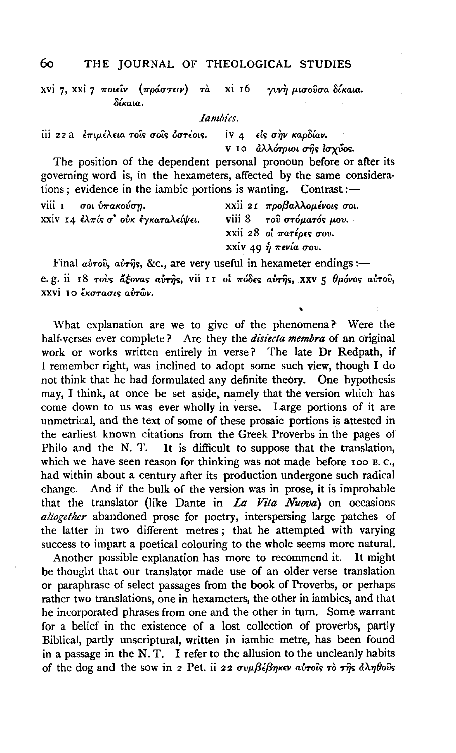xvi 7, xxi 7 ποιεῖν (πράσσειν) τὰ δίκαια. &nbsp;&nbsp;&nbsp;&nbsp; xi 16 γυνὴ μισοῦσα δίκαια.

*Iambics.*

iii 22 a ἐπιμέλεια τοῖς σοῖς ὀστέοις. &nbsp;&nbsp;&nbsp;&nbsp; iv 4 εἰς σὴν καρδίαν.
v 10 ἀλλότριοι σῆς ἰσχύος.

The position of the dependent personal pronoun before or after its governing word is, in the hexameters, affected by the same considerations; evidence in the iambic portions is wanting. Contrast:—

viii 1 σοι ὑπακούσῃ. &nbsp;&nbsp;&nbsp;&nbsp; xxii 21 προβαλλομένοις σοι.
xxiv 14 ἐλπίς σ' οὐκ ἐγκαταλείψει. &nbsp;&nbsp;&nbsp;&nbsp; viii 8 τοῦ στόματός μου.
xxii 28 οἱ πατέρες σου.
xxiv 49 ἡ πενία σου.

Final αὐτοῦ, αὐτῆς, &c., are very useful in hexameter endings:—
e. g. ii 18 τοὺς ἄξονας αὐτῆς, vii 11 οἱ πόδες αὐτῆς, xxv 5 θρόνος αὐτοῦ, xxvi 10 ἔκστασις αὐτῶν.

What explanation are we to give of the phenomena? Were the half-verses ever complete? Are they the *disiecta membra* of an original work or works written entirely in verse? The late Dr Redpath, if I remember right, was inclined to adopt some such view, though I do not think that he had formulated any definite theory. One hypothesis may, I think, at once be set aside, namely that the version which has come down to us was ever wholly in verse. Large portions of it are unmetrical, and the text of some of these prosaic portions is attested in the earliest known citations from the Greek Proverbs in the pages of Philo and the N. T. It is difficult to suppose that the translation, which we have seen reason for thinking was not made before 100 B. C., had within about a century after its production undergone such radical change. And if the bulk of the version was in prose, it is improbable that the translator (like Dante in *La Vita Nuova*) on occasions *altogether* abandoned prose for poetry, interspersing large patches of the latter in two different metres; that he attempted with varying success to impart a poetical colouring to the whole seems more natural.

Another possible explanation has more to recommend it. It might be thought that our translator made use of an older verse translation or paraphrase of select passages from the book of Proverbs, or perhaps rather two translations, one in hexameters, the other in iambics, and that he incorporated phrases from one and the other in turn. Some warrant for a belief in the existence of a lost collection of proverbs, partly Biblical, partly unscriptural, written in iambic metre, has been found in a passage in the N. T. I refer to the allusion to the uncleanly habits of the dog and the sow in 2 Pet. ii 22 συμβέβηκεν αὐτοῖς τὸ τῆς ἀληθοῦς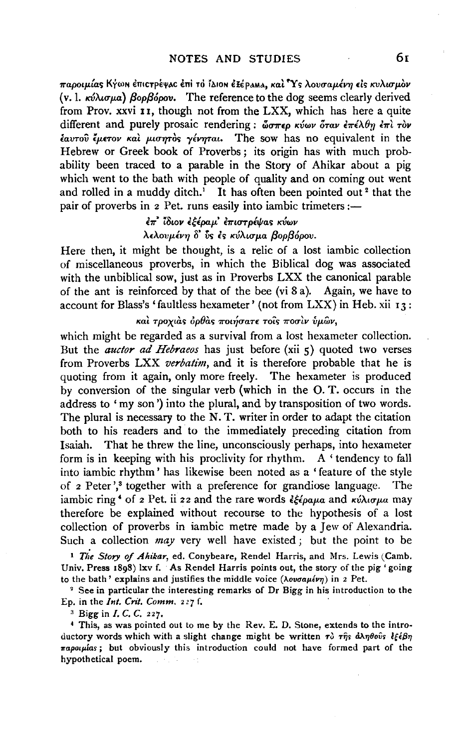παροιμίας Κύων ἐπιστρέψας ἐπὶ τὸ ἴδιον ἐξέραμα, καὶ Ὗς λουσαμένη εἰς κυλισμὸν (v. l. κύλισμα) βορβόρου. The reference to the dog seems clearly derived from Prov. xxvi 11, though not from the LXX, which has here a quite different and purely prosaic rendering: ὥσπερ κύων ὅταν ἐπέλθῃ ἐπὶ τὸν ἑαυτοῦ ἔμετον καὶ μισητὸς γένηται. The sow has no equivalent in the Hebrew or Greek book of Proverbs; its origin has with much probability been traced to a parable in the Story of Ahikar about a pig which went to the bath with people of quality and on coming out went and rolled in a muddy ditch.[1] It has often been pointed out[2] that the pair of proverbs in 2 Pet. runs easily into iambic trimeters:—

> ἐπ' ἴδιον ἐξέραμ' ἐπιστρέψας κύων
> λελουμένη δ' ὗς ἐς κύλισμα βορβόρου.

Here then, it might be thought, is a relic of a lost iambic collection of miscellaneous proverbs, in which the Biblical dog was associated with the unbiblical sow, just as in Proverbs LXX the canonical parable of the ant is reinforced by that of the bee (vi 8 a). Again, we have to account for Blass's 'faultless hexameter' (not from LXX) in Heb. xii 13:

> καὶ τροχιὰς ὀρθὰς ποιήσατε τοῖς ποσὶν ὑμῶν,

which might be regarded as a survival from a lost hexameter collection. But the *auctor ad Hebraeos* has just before (xii 5) quoted two verses from Proverbs LXX *verbatim*, and it is therefore probable that he is quoting from it again, only more freely. The hexameter is produced by conversion of the singular verb (which in the O. T. occurs in the address to 'my son') into the plural, and by transposition of two words. The plural is necessary to the N. T. writer in order to adapt the citation both to his readers and to the immediately preceding citation from Isaiah. That he threw the line, unconsciously perhaps, into hexameter form is in keeping with his proclivity for rhythm. A 'tendency to fall into iambic rhythm' has likewise been noted as a 'feature of the style of 2 Peter',[3] together with a preference for grandiose language. The iambic ring[4] of 2 Pet. ii 22 and the rare words ἐξέραμα and κύλισμα may therefore be explained without recourse to the hypothesis of a lost collection of proverbs in iambic metre made by a Jew of Alexandria. Such a collection *may* very well have existed; but the point to be

[1] *The Story of Ahikar*, ed. Conybeare, Rendel Harris, and Mrs. Lewis (Camb. Univ. Press 1898) lxv f. As Rendel Harris points out, the story of the pig 'going to the bath' explains and justifies the middle voice (λουσαμένη) in 2 Pet.

[2] See in particular the interesting remarks of Dr Bigg in his introduction to the Ep. in the *Int. Crit. Comm.* 227 f.

[3] Bigg in *I. C. C.* 227.

[4] This, as was pointed out to me by the Rev. E. D. Stone, extends to the introductory words which with a slight change might be written τὸ τῆς ἀληθοῦς ἐξέβη παροιμίας; but obviously this introduction could not have formed part of the hypothetical poem.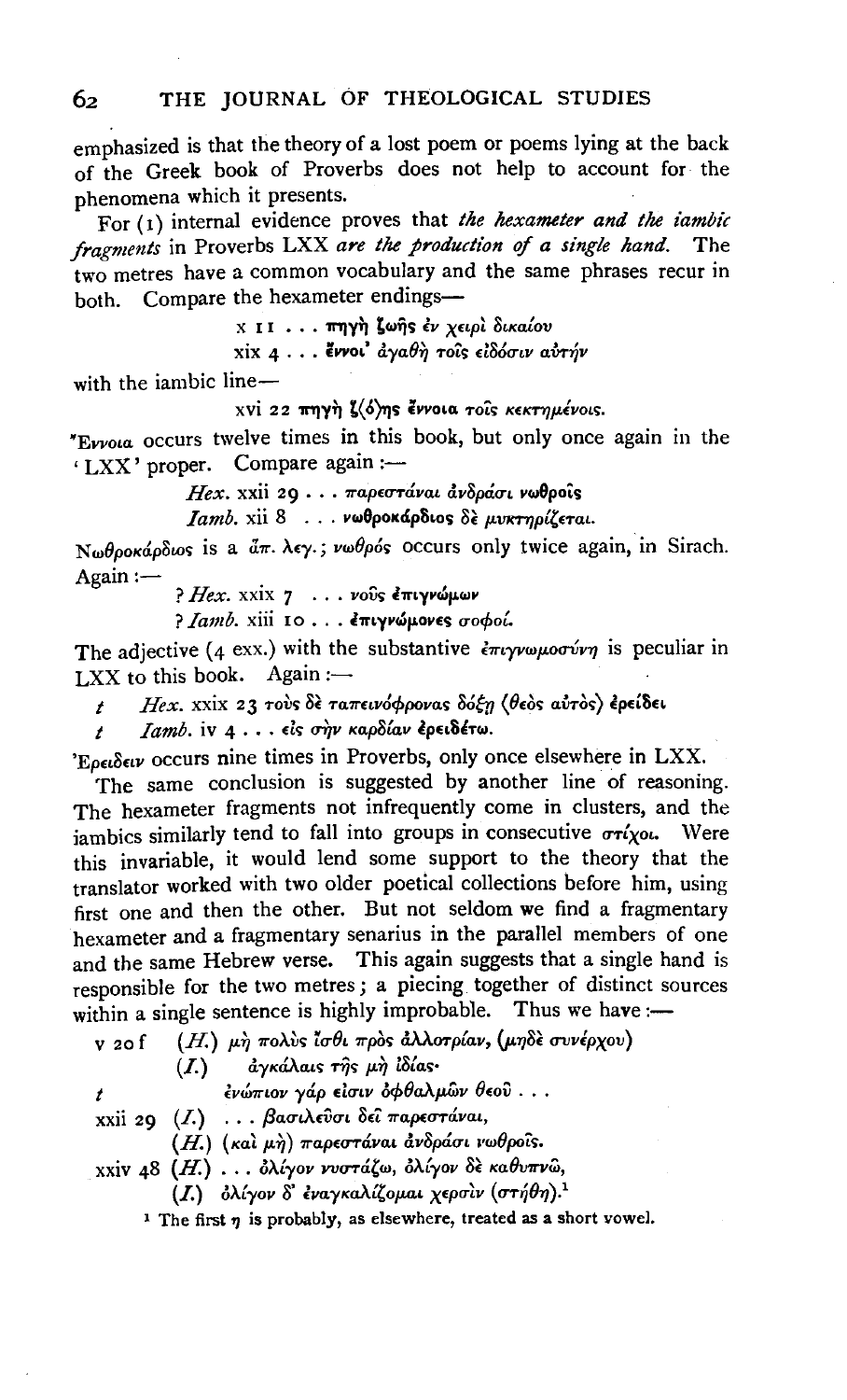emphasized is that the theory of a lost poem or poems lying at the back of the Greek book of Proverbs does not help to account for the phenomena which it presents.

For (1) internal evidence proves that *the hexameter and the iambic fragments* in Proverbs LXX *are the production of a single hand.* The two metres have a common vocabulary and the same phrases recur in both. Compare the hexameter endings—

> x 11 . . . πηγὴ ζωῆς ἐν χειρὶ δικαίου
> xix 4 . . . ἔννοι' ἀγαθὴ τοῖς εἰδόσιν αὐτήν

with the iambic line—

> xvi 22 πηγὴ ζ(ό)ης ἔννοια τοῖς κεκτημένοις.

Ἔννοια occurs twelve times in this book, but only once again in the 'LXX' proper. Compare again :—

> *Hex.* xxii 29 . . . παρεστάναι ἀνδράσι νωθροῖς
> *Iamb.* xii 8 . . . νωθροκάρδιος δὲ μυκτηρίζεται.

Νωθροκάρδιος is a ἅπ. λεγ.; νωθρός occurs only twice again, in Sirach. Again :—

> ? *Hex.* xxix 7 . . . νοῦς ἐπιγνώμων
> ? *Iamb.* xiii 10 . . . ἐπιγνώμονες σοφοί.

The adjective (4 exx.) with the substantive ἐπιγνωμοσύνη is peculiar in LXX to this book. Again :—

> *t* *Hex.* xxix 23 τοὺς δὲ ταπεινόφρονας δόξῃ (θεὸς αὐτὸς) ἐρείδει
> *t* *Iamb.* iv 4 . . . εἰς σὴν καρδίαν ἐρειδέτω.

Ἐρείδειν occurs nine times in Proverbs, only once elsewhere in LXX.

The same conclusion is suggested by another line of reasoning. The hexameter fragments not infrequently come in clusters, and the iambics similarly tend to fall into groups in consecutive στίχοι. Were this invariable, it would lend some support to the theory that the translator worked with two older poetical collections before him, using first one and then the other. But not seldom we find a fragmentary hexameter and a fragmentary senarius in the parallel members of one and the same Hebrew verse. This again suggests that a single hand is responsible for the two metres; a piecing together of distinct sources within a single sentence is highly improbable. Thus we have :—

> v 20 f (*H.*) μὴ πολὺς ἴσθι πρὸς ἀλλοτρίαν, (μηδὲ συνέρχου)
> (*I.*) ἀγκάλαις τῆς μὴ ἰδίας·
> *t* ἐνώπιον γάρ εἰσιν ὀφθαλμῶν θεοῦ . . .
> xxii 29 (*I.*) . . . βασιλεῦσι δεῖ παρεστάναι,
> (*H.*) (καὶ μὴ) παρεστάναι ἀνδράσι νωθροῖς.
> xxiv 48 (*H.*) . . . ὀλίγον νυστάζω, ὀλίγον δὲ καθυπνῶ,
> (*I.*) ὀλίγον δ' ἐναγκαλίζομαι χερσὶν (στήθη).[1]

[1] The first η is probably, as elsewhere, treated as a short vowel.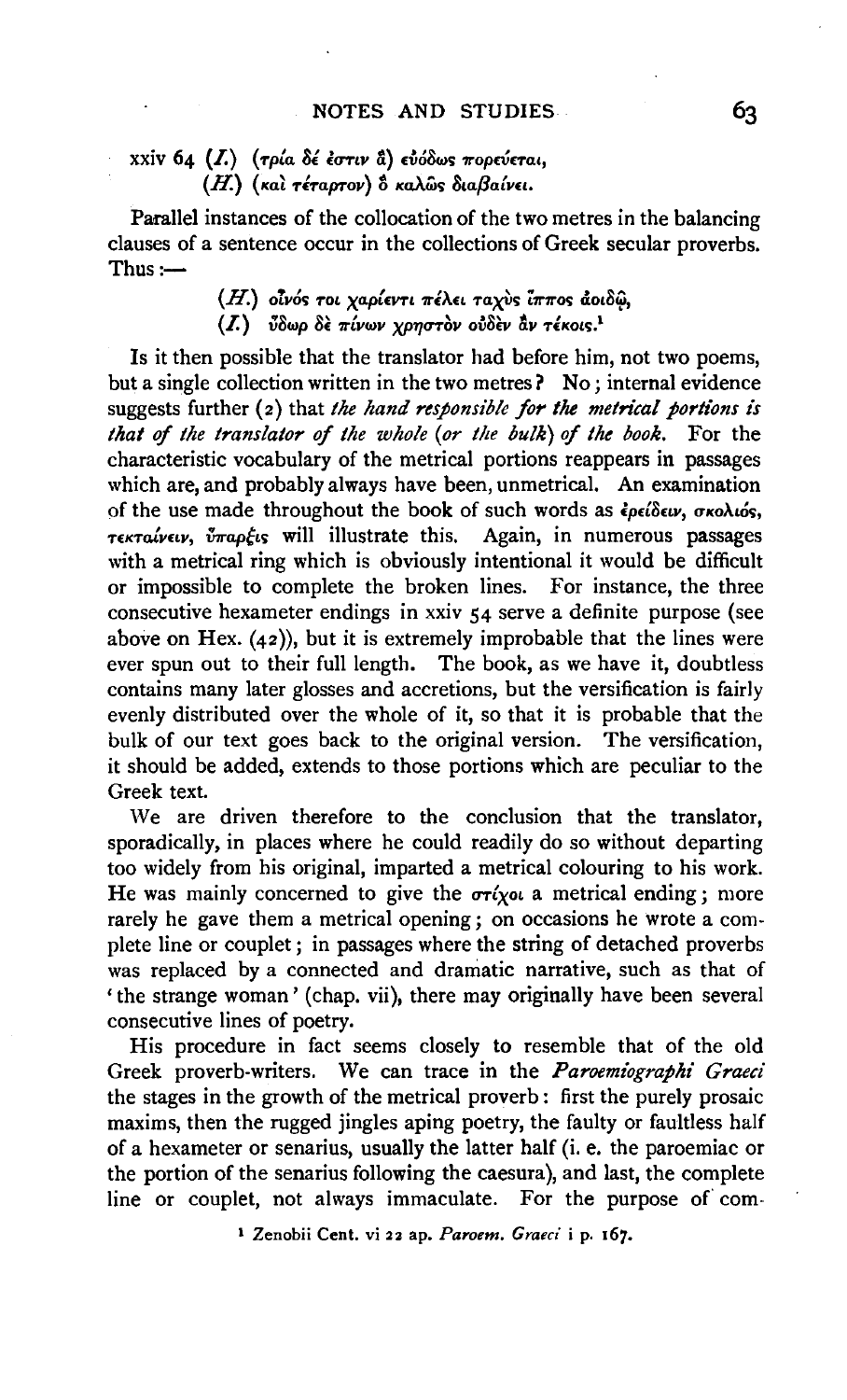xxiv 64 (*I.*) (τρία δέ ἐστιν ἃ) εὐόδως πορεύεται,
(*H.*) (καὶ τέταρτον) ὃ καλῶς διαβαίνει.

Parallel instances of the collocation of the two metres in the balancing clauses of a sentence occur in the collections of Greek secular proverbs. Thus:—

> (*H.*) οἶνός τοι χαρίεντι πέλει ταχὺς ἵππος ἀοιδῷ,
> (*I.*) ὕδωρ δὲ πίνων χρηστὸν οὐδὲν ἂν τέκοις.[1]

Is it then possible that the translator had before him, not two poems, but a single collection written in the two metres? No; internal evidence suggests further (2) that *the hand responsible for the metrical portions is that of the translator of the whole (or the bulk) of the book.* For the characteristic vocabulary of the metrical portions reappears in passages which are, and probably always have been, unmetrical. An examination of the use made throughout the book of such words as ἐρείδειν, σκολιός, τεκταίνειν, ὕπαρξις will illustrate this. Again, in numerous passages with a metrical ring which is obviously intentional it would be difficult or impossible to complete the broken lines. For instance, the three consecutive hexameter endings in xxiv 54 serve a definite purpose (see above on Hex. (42)), but it is extremely improbable that the lines were ever spun out to their full length. The book, as we have it, doubtless contains many later glosses and accretions, but the versification is fairly evenly distributed over the whole of it, so that it is probable that the bulk of our text goes back to the original version. The versification, it should be added, extends to those portions which are peculiar to the Greek text.

We are driven therefore to the conclusion that the translator, sporadically, in places where he could readily do so without departing too widely from his original, imparted a metrical colouring to his work. He was mainly concerned to give the στίχοι a metrical ending; more rarely he gave them a metrical opening; on occasions he wrote a complete line or couplet; in passages where the string of detached proverbs was replaced by a connected and dramatic narrative, such as that of 'the strange woman' (chap. vii), there may originally have been several consecutive lines of poetry.

His procedure in fact seems closely to resemble that of the old Greek proverb-writers. We can trace in the *Paroemiographi Graeci* the stages in the growth of the metrical proverb: first the purely prosaic maxims, then the rugged jingles aping poetry, the faulty or faultless half of a hexameter or senarius, usually the latter half (i. e. the paroemiac or the portion of the senarius following the caesura), and last, the complete line or couplet, not always immaculate. For the purpose of com-

[1] Zenobii Cent. vi 22 ap. *Paroem. Graeci* i p. 167.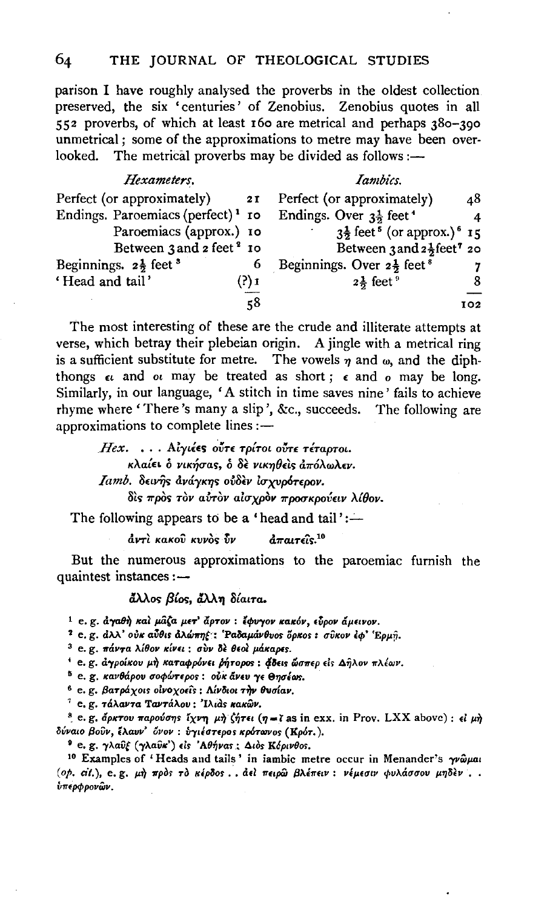parison I have roughly analysed the proverbs in the oldest collection preserved, the six 'centuries' of Zenobius. Zenobius quotes in all 552 proverbs, of which at least 160 are metrical and perhaps 380–390 unmetrical; some of the approximations to metre may have been overlooked. The metrical proverbs may be divided as follows:—

| *Hexameters.* | | *Iambics.* | |
|---|---|---|---|
| Perfect (or approximately) | 21 | Perfect (or approximately) | 48 |
| Endings. Paroemiacs (perfect)[1] | 10 | Endings. Over 3½ feet[4] | 4 |
| Paroemiacs (approx.) | 10 | 3½ feet[5] (or approx.)[6] | 15 |
| Between 3 and 2 feet[2] | 10 | Between 3 and 2½ feet[7] | 20 |
| Beginnings. 2½ feet[3] | 6 | Beginnings. Over 2½ feet[8] | 7 |
| 'Head and tail' | (?) 1 | 2½ feet[9] | 8 |
| | 58 | | 102 |

The most interesting of these are the crude and illiterate attempts at verse, which betray their plebeian origin. A jingle with a metrical ring is a sufficient substitute for metre. The vowels η and ω, and the diphthongs ει and οι may be treated as short; ε and ο may be long. Similarly, in our language, 'A stitch in time saves nine' fails to achieve rhyme where 'There's many a slip', &c., succeeds. The following are approximations to complete lines:—

> *Hex.* . . . Αἰγιέες οὔτε τρίτοι οὔτε τέταρτοι.
> κλαίει ὁ νικήσας, ὁ δὲ νικηθεὶς ἀπόλωλεν.
>
> *Iamb.* δεινῆς ἀνάγκης οὐδὲν ἰσχυρότερον.
> δὶς πρὸς τὸν αὐτὸν αἰσχρὸν προσκρούειν λίθον.

The following appears to be a 'head and tail':—

> ἀντὶ κακοῦ κυνὸς ὗν    ἀπαιτεῖς.[10]

But the numerous approximations to the paroemiac furnish the quaintest instances:—

> ἄλλος βίος, ἄλλη δίαιτα.

---

[1] e. g. ἀγαθὴ καὶ μᾶζα μετ' ἄρτον : ἔφυγον κακόν, εὗρον ἄμεινον.

[2] e. g. ἀλλ' οὐκ αὖθις ἀλώπηξ : Ῥαδαμάνθυος ὅρκος : σῦκον ἐφ' Ἑρμῇ.

[3] e. g. πάντα λίθον κίνει : σὺν δὲ θεοὶ μάκαρες.

[4] e. g. ἀγροίκου μὴ καταφρόνει ῥήτορος : ᾄδεις ὥσπερ εἰς Δῆλον πλέων.

[5] e. g. κανθάρου σοφώτερος : οὐκ ἄνευ γε Θησέως.

[6] e. g. βατράχοις οἰνοχοεῖς : Λίνδιοι τὴν θυσίαν.

[7] e. g. τάλαντα Ταντάλου : Ἰλιὰς κακῶν.

[8] e. g. ἄρκτου παρούσης ἴχνη μὴ ζήτει (η = ῐ as in exx. in Prov. LXX above) : εἰ μὴ δύναιο βοῦν, ἔλαυν' ὄνον : ὑγιέστερος κρότωνος (Κρότ.).

[9] e. g. γλαῦξ (γλαῦκ') εἰς Ἀθήνας : Διὸς Κόρινθος.

[10] Examples of 'Heads and tails' in iambic metre occur in Menander's γνῶμαι (*op. cit.*), e. g. μὴ πρὸς τὸ κέρδος . . ἀεὶ πειρῶ βλέπειν : νέμεσιν φυλάσσου μηδὲν . . ὑπερφρονῶν.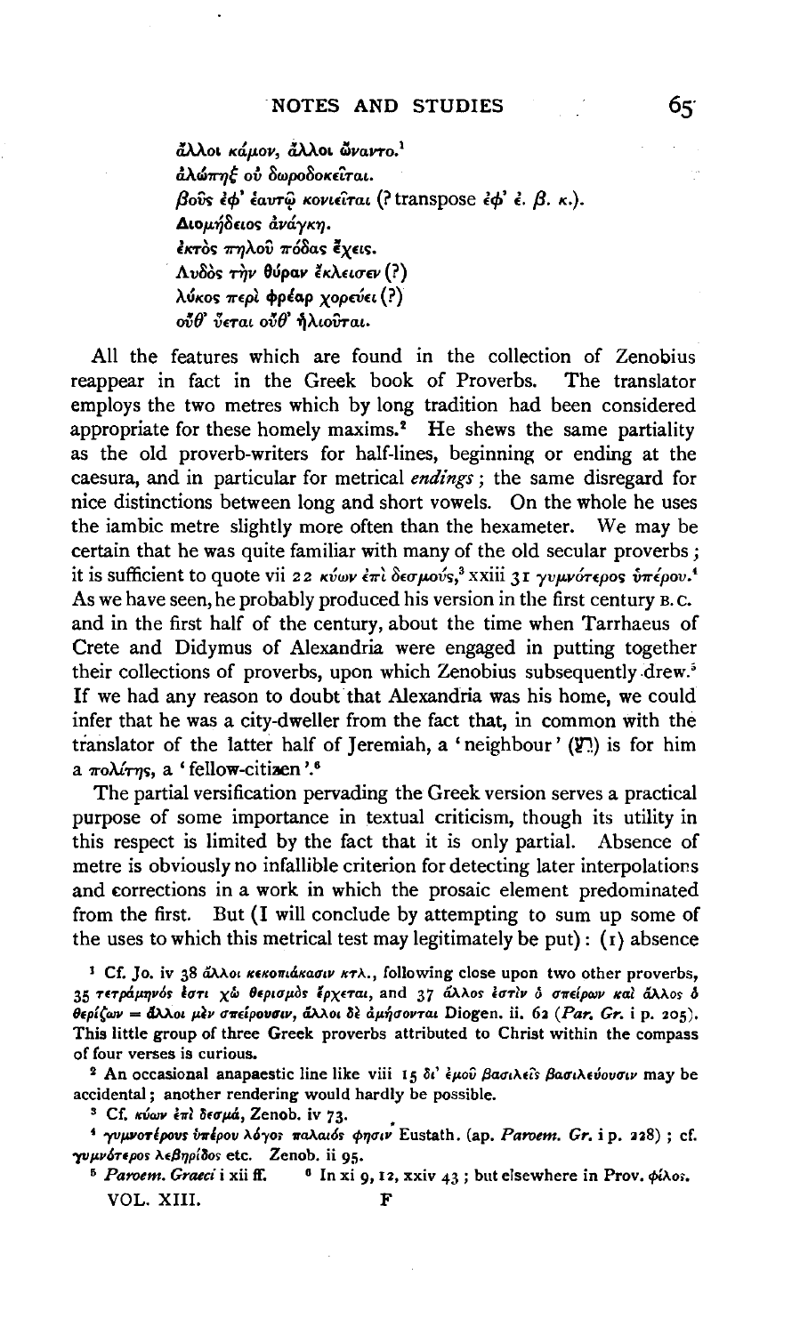ἄλλοι κάμον, ἄλλοι ὤναντο.[1]
ἀλώπηξ οὐ δωροδοκεῖται.
βοῦς ἐφ' ἑαυτῷ κονιεῖται (? transpose ἐφ' ἑ. β. κ.).
Διομήδειος ἀνάγκη.
ἐκτὸς πηλοῦ πόδας ἔχεις.
Λυδὸς τὴν θύραν ἔκλεισεν (?)
λύκος περὶ φρέαρ χορεύει (?)
οὔθ' ὕεται οὔθ' ἡλιοῦται.

All the features which are found in the collection of Zenobius reappear in fact in the Greek book of Proverbs. The translator employs the two metres which by long tradition had been considered appropriate for these homely maxims.[2] He shews the same partiality as the old proverb-writers for half-lines, beginning or ending at the caesura, and in particular for metrical *endings*; the same disregard for nice distinctions between long and short vowels. On the whole he uses the iambic metre slightly more often than the hexameter. We may be certain that he was quite familiar with many of the old secular proverbs; it is sufficient to quote vii 22 κύων ἐπὶ δεσμούς,[3] xxiii 31 γυμνότερος ὑπέρου.[4] As we have seen, he probably produced his version in the first century B.C. and in the first half of the century, about the time when Tarrhaeus of Crete and Didymus of Alexandria were engaged in putting together their collections of proverbs, upon which Zenobius subsequently drew.[5] If we had any reason to doubt that Alexandria was his home, we could infer that he was a city-dweller from the fact that, in common with the translator of the latter half of Jeremiah, a 'neighbour' (רֵעַ) is for him a πολίτης, a 'fellow-citizen'.[6]

The partial versification pervading the Greek version serves a practical purpose of some importance in textual criticism, though its utility in this respect is limited by the fact that it is only partial. Absence of metre is obviously no infallible criterion for detecting later interpolations and corrections in a work in which the prosaic element predominated from the first. But (I will conclude by attempting to sum up some of the uses to which this metrical test may legitimately be put): (1) absence

---

[1] Cf. Jo. iv 38 ἄλλοι κεκοπιάκασιν κτλ., following close upon two other proverbs, 35 τετράμηνός ἐστι χὼ θερισμὸς ἔρχεται, and 37 ἄλλος ἐστὶν ὁ σπείρων καὶ ἄλλος ὁ θερίζων = ἄλλοι μὲν σπείρουσιν, ἄλλοι δὲ ἀμήσονται Diogen. ii. 62 (*Par. Gr.* i p. 205). This little group of three Greek proverbs attributed to Christ within the compass of four verses is curious.

[2] An occasional anapaestic line like viii 15 δι' ἐμοῦ βασιλεῖς βασιλεύουσιν may be accidental; another rendering would hardly be possible.

[3] Cf. κύων ἐπὶ δεσμά, Zenob. iv 73.

[4] γυμνοτέρους ὑπέρου λόγος παλαιός φησιν Eustath. (ap. *Paroem. Gr.* i p. 228); cf. γυμνότερος λεβηρίδος etc. Zenob. ii 95.

[5] *Paroem. Graeci* i xii ff.

[6] In xi 9, 12, xxiv 43; but elsewhere in Prov. φίλος.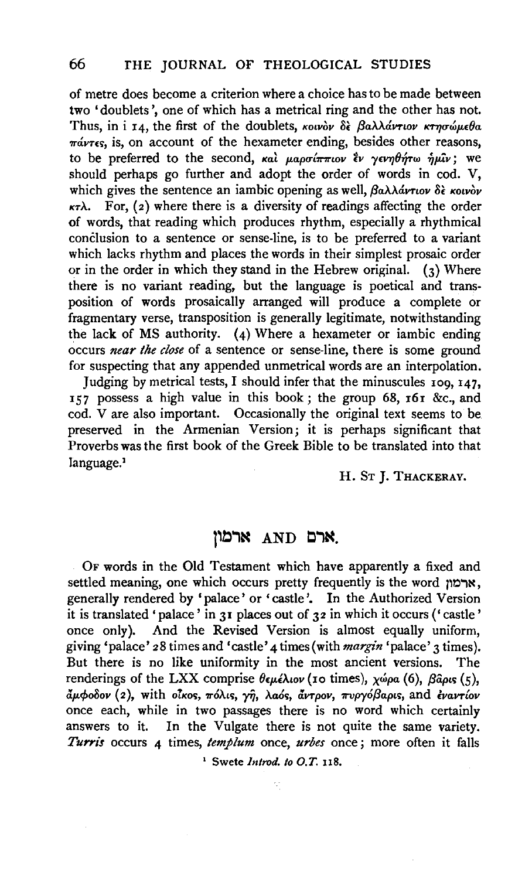of metre does become a criterion where a choice has to be made between two 'doublets', one of which has a metrical ring and the other has not. Thus, in i 14, the first of the doublets, κοινὸν δὲ βαλλάντιον κτησώμεθα πάντες, is, on account of the hexameter ending, besides other reasons, to be preferred to the second, καὶ μαρσίππιον ἓν γενηθήτω ἡμῖν; we should perhaps go further and adopt the order of words in cod. V, which gives the sentence an iambic opening as well, βαλλάντιον δὲ κοινὸν κτλ. For, (2) where there is a diversity of readings affecting the order of words, that reading which produces rhythm, especially a rhythmical conclusion to a sentence or sense-line, is to be preferred to a variant which lacks rhythm and places the words in their simplest prosaic order or in the order in which they stand in the Hebrew original. (3) Where there is no variant reading, but the language is poetical and transposition of words prosaically arranged will produce a complete or fragmentary verse, transposition is generally legitimate, notwithstanding the lack of MS authority. (4) Where a hexameter or iambic ending occurs *near the close* of a sentence or sense-line, there is some ground for suspecting that any appended unmetrical words are an interpolation.

Judging by metrical tests, I should infer that the minuscules 109, 147, 157 possess a high value in this book; the group 68, 161 &c., and cod. V are also important. Occasionally the original text seems to be preserved in the Armenian Version; it is perhaps significant that Proverbs was the first book of the Greek Bible to be translated into that language.[1]

H. St J. Thackeray.

## ארמון AND ארם.

Of words in the Old Testament which have apparently a fixed and settled meaning, one which occurs pretty frequently is the word ארמון, generally rendered by 'palace' or 'castle'. In the Authorized Version it is translated 'palace' in 31 places out of 32 in which it occurs ('castle' once only). And the Revised Version is almost equally uniform, giving 'palace' 28 times and 'castle' 4 times (with *margin* 'palace' 3 times). But there is no like uniformity in the most ancient versions. The renderings of the LXX comprise θεμέλιον (10 times), χώρα (6), βᾶρις (5), ἄμφοδον (2), with οἶκος, πόλις, γῆ, λαός, ἄντρον, πυργόβαρις, and ἐναντίον once each, while in two passages there is no word which certainly answers to it. In the Vulgate there is not quite the same variety. *Turris* occurs 4 times, *templum* once, *urbes* once; more often it falls

[1] Swete *Introd. to O.T.* 118.